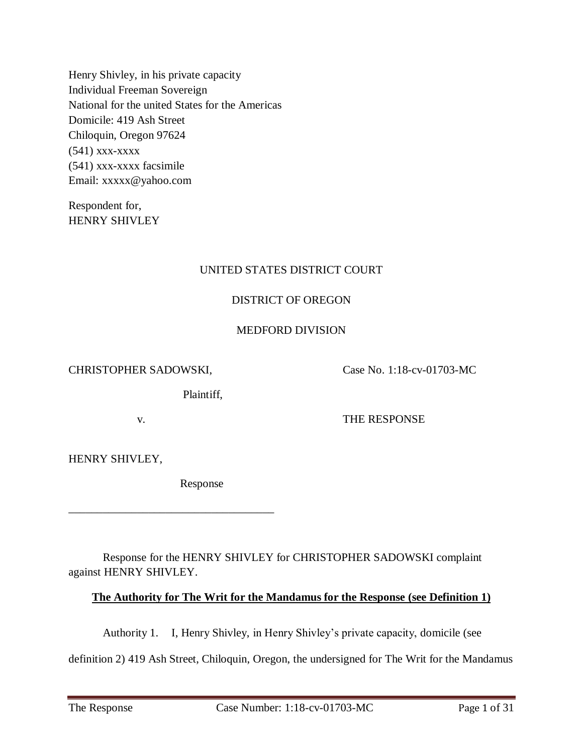Henry Shivley, in his private capacity
Individual Freeman Sovereign
National for the united States for the Americas
Domicile: 419 Ash Street
Chiloquin, Oregon 97624
(541) xxx-xxxx
(541) xxx-xxxx facsimile
Email: xxxxx@yahoo.com

Respondent for,
HENRY SHIVLEY

UNITED STATES DISTRICT COURT

DISTRICT OF OREGON

MEDFORD DIVISION

CHRISTOPHER SADOWSKI,

Plaintiff,

v.

HENRY SHIVLEY,

Response

Case No. 1:18-cv-01703-MC

THE RESPONSE

---

Response for the HENRY SHIVLEY for CHRISTOPHER SADOWSKI complaint against HENRY SHIVLEY.

**The Authority for The Writ for the Mandamus for the Response (see Definition 1)**

Authority 1. I, Henry Shivley, in Henry Shivley's private capacity, domicile (see definition 2) 419 Ash Street, Chiloquin, Oregon, the undersigned for The Writ for the Mandamus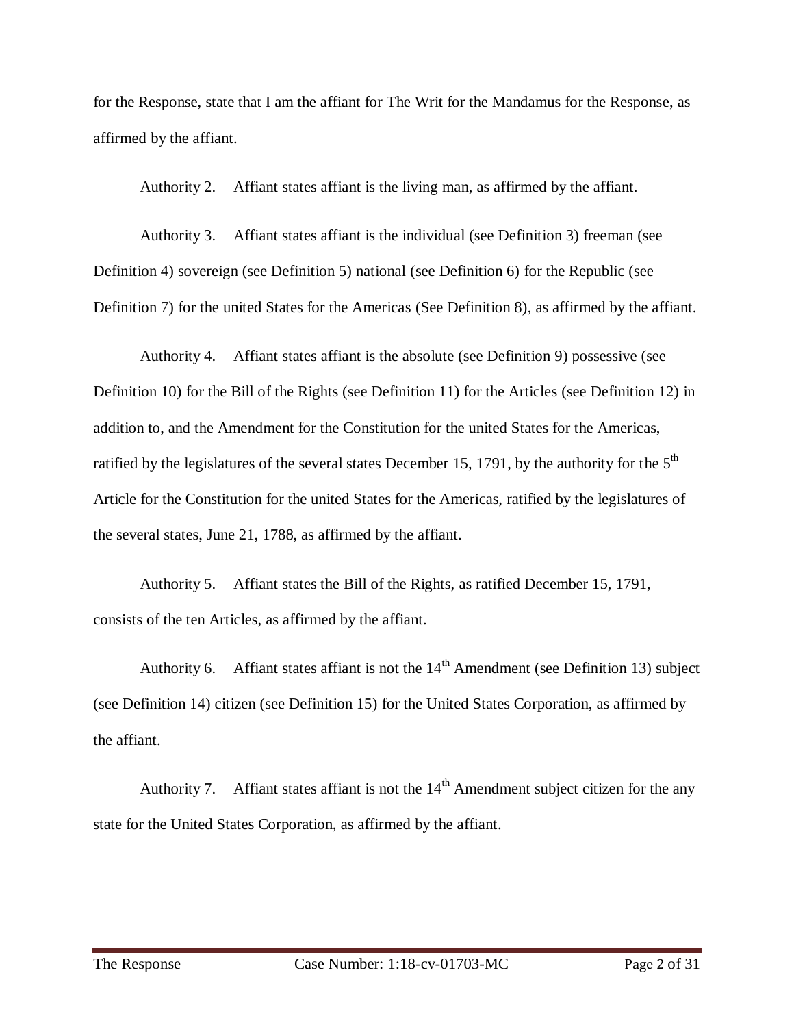for the Response, state that I am the affiant for The Writ for the Mandamus for the Response, as affirmed by the affiant.

Authority 2. Affiant states affiant is the living man, as affirmed by the affiant.

Authority 3. Affiant states affiant is the individual (see Definition 3) freeman (see Definition 4) sovereign (see Definition 5) national (see Definition 6) for the Republic (see Definition 7) for the united States for the Americas (See Definition 8), as affirmed by the affiant.

Authority 4. Affiant states affiant is the absolute (see Definition 9) possessive (see Definition 10) for the Bill of the Rights (see Definition 11) for the Articles (see Definition 12) in addition to, and the Amendment for the Constitution for the united States for the Americas, ratified by the legislatures of the several states December 15, 1791, by the authority for the 5th Article for the Constitution for the united States for the Americas, ratified by the legislatures of the several states, June 21, 1788, as affirmed by the affiant.

Authority 5. Affiant states the Bill of the Rights, as ratified December 15, 1791, consists of the ten Articles, as affirmed by the affiant.

Authority 6. Affiant states affiant is not the 14th Amendment (see Definition 13) subject (see Definition 14) citizen (see Definition 15) for the United States Corporation, as affirmed by the affiant.

Authority 7. Affiant states affiant is not the 14th Amendment subject citizen for the any state for the United States Corporation, as affirmed by the affiant.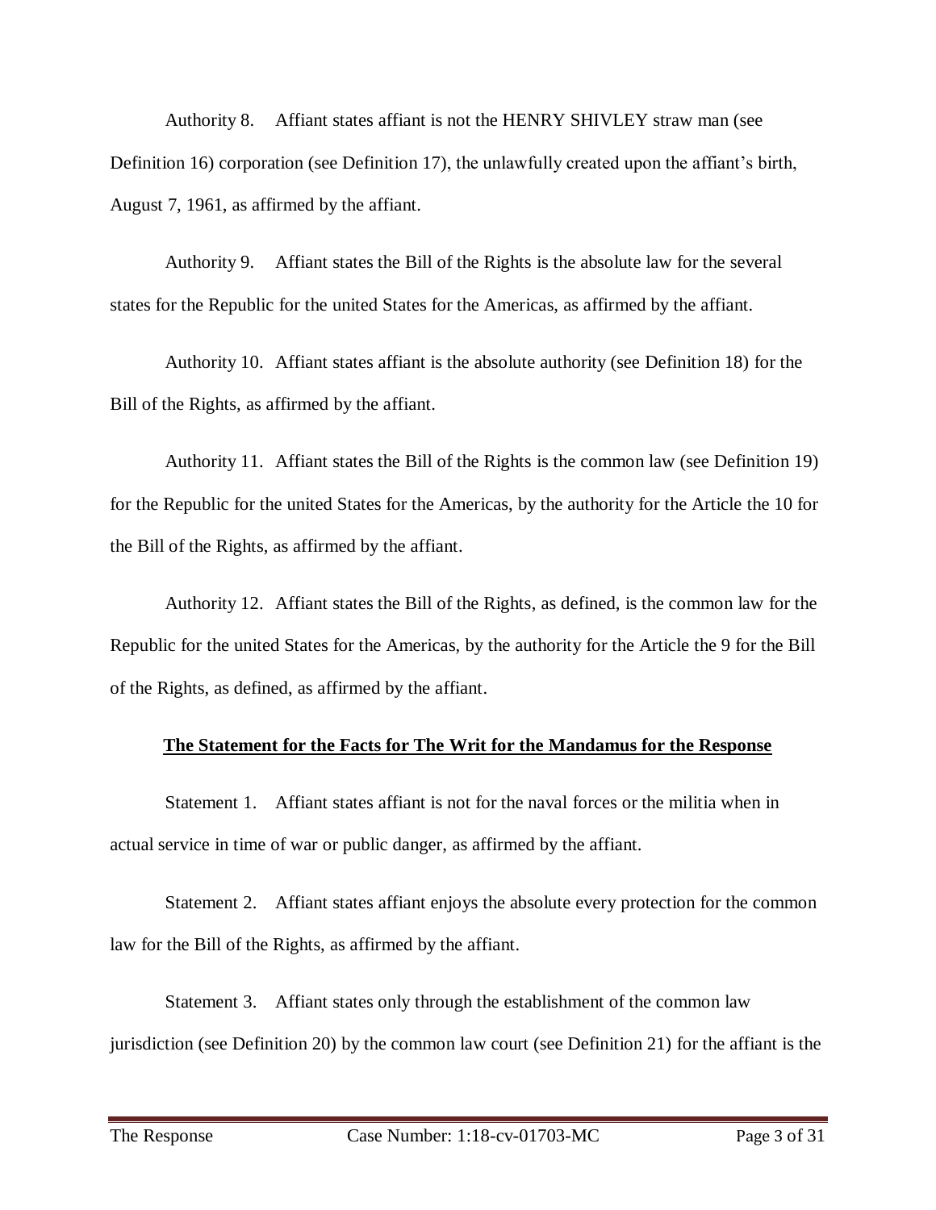Authority 8. Affiant states affiant is not the HENRY SHIVLEY straw man (see Definition 16) corporation (see Definition 17), the unlawfully created upon the affiant's birth, August 7, 1961, as affirmed by the affiant.

Authority 9. Affiant states the Bill of the Rights is the absolute law for the several states for the Republic for the united States for the Americas, as affirmed by the affiant.

Authority 10. Affiant states affiant is the absolute authority (see Definition 18) for the Bill of the Rights, as affirmed by the affiant.

Authority 11. Affiant states the Bill of the Rights is the common law (see Definition 19) for the Republic for the united States for the Americas, by the authority for the Article the 10 for the Bill of the Rights, as affirmed by the affiant.

Authority 12. Affiant states the Bill of the Rights, as defined, is the common law for the Republic for the united States for the Americas, by the authority for the Article the 9 for the Bill of the Rights, as defined, as affirmed by the affiant.

**The Statement for the Facts for The Writ for the Mandamus for the Response**

Statement 1. Affiant states affiant is not for the naval forces or the militia when in actual service in time of war or public danger, as affirmed by the affiant.

Statement 2. Affiant states affiant enjoys the absolute every protection for the common law for the Bill of the Rights, as affirmed by the affiant.

Statement 3. Affiant states only through the establishment of the common law jurisdiction (see Definition 20) by the common law court (see Definition 21) for the affiant is the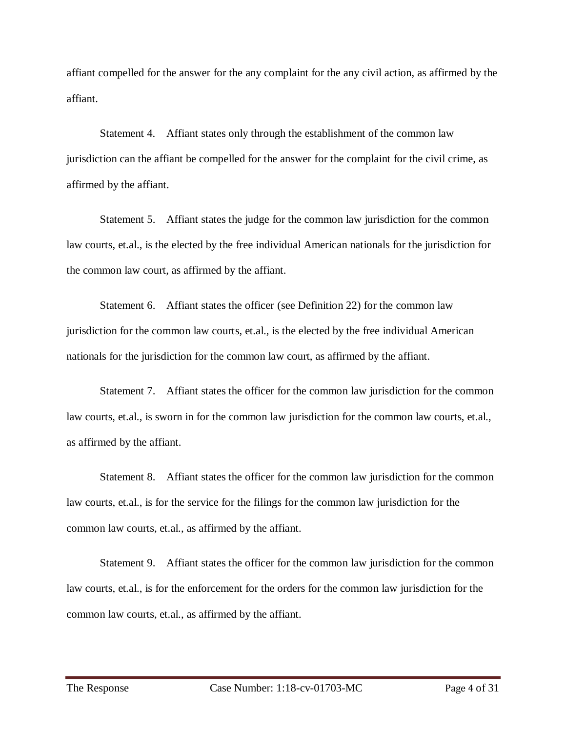affiant compelled for the answer for the any complaint for the any civil action, as affirmed by the affiant.

Statement 4. Affiant states only through the establishment of the common law jurisdiction can the affiant be compelled for the answer for the complaint for the civil crime, as affirmed by the affiant.

Statement 5. Affiant states the judge for the common law jurisdiction for the common law courts, et.al., is the elected by the free individual American nationals for the jurisdiction for the common law court, as affirmed by the affiant.

Statement 6. Affiant states the officer (see Definition 22) for the common law jurisdiction for the common law courts, et.al., is the elected by the free individual American nationals for the jurisdiction for the common law court, as affirmed by the affiant.

Statement 7. Affiant states the officer for the common law jurisdiction for the common law courts, et.al., is sworn in for the common law jurisdiction for the common law courts, et.al., as affirmed by the affiant.

Statement 8. Affiant states the officer for the common law jurisdiction for the common law courts, et.al., is for the service for the filings for the common law jurisdiction for the common law courts, et.al., as affirmed by the affiant.

Statement 9. Affiant states the officer for the common law jurisdiction for the common law courts, et.al., is for the enforcement for the orders for the common law jurisdiction for the common law courts, et.al., as affirmed by the affiant.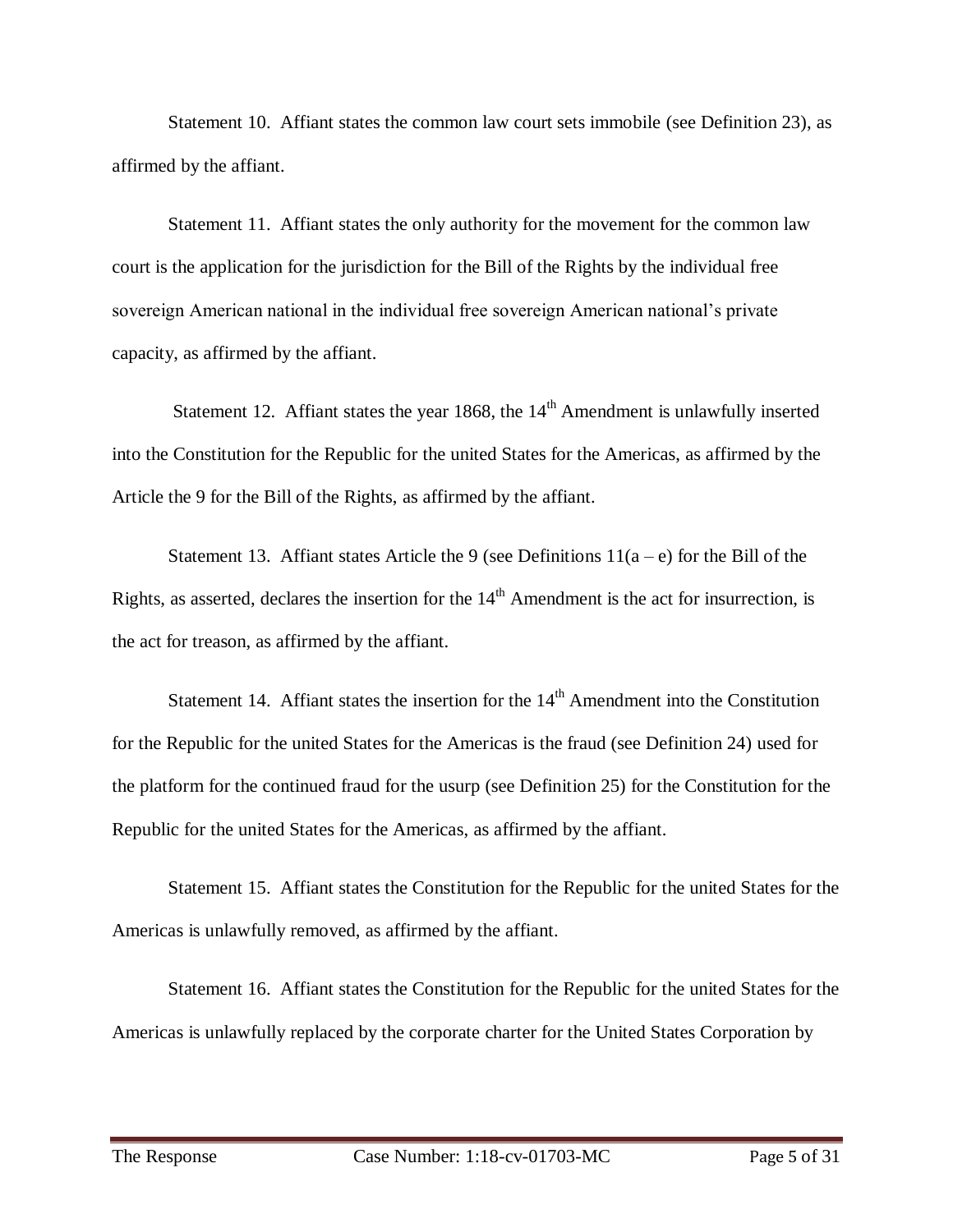Statement 10. Affiant states the common law court sets immobile (see Definition 23), as affirmed by the affiant.

Statement 11. Affiant states the only authority for the movement for the common law court is the application for the jurisdiction for the Bill of the Rights by the individual free sovereign American national in the individual free sovereign American national's private capacity, as affirmed by the affiant.

Statement 12. Affiant states the year 1868, the 14th Amendment is unlawfully inserted into the Constitution for the Republic for the united States for the Americas, as affirmed by the Article the 9 for the Bill of the Rights, as affirmed by the affiant.

Statement 13. Affiant states Article the 9 (see Definitions 11(a – e) for the Bill of the Rights, as asserted, declares the insertion for the 14th Amendment is the act for insurrection, is the act for treason, as affirmed by the affiant.

Statement 14. Affiant states the insertion for the 14th Amendment into the Constitution for the Republic for the united States for the Americas is the fraud (see Definition 24) used for the platform for the continued fraud for the usurp (see Definition 25) for the Constitution for the Republic for the united States for the Americas, as affirmed by the affiant.

Statement 15. Affiant states the Constitution for the Republic for the united States for the Americas is unlawfully removed, as affirmed by the affiant.

Statement 16. Affiant states the Constitution for the Republic for the united States for the Americas is unlawfully replaced by the corporate charter for the United States Corporation by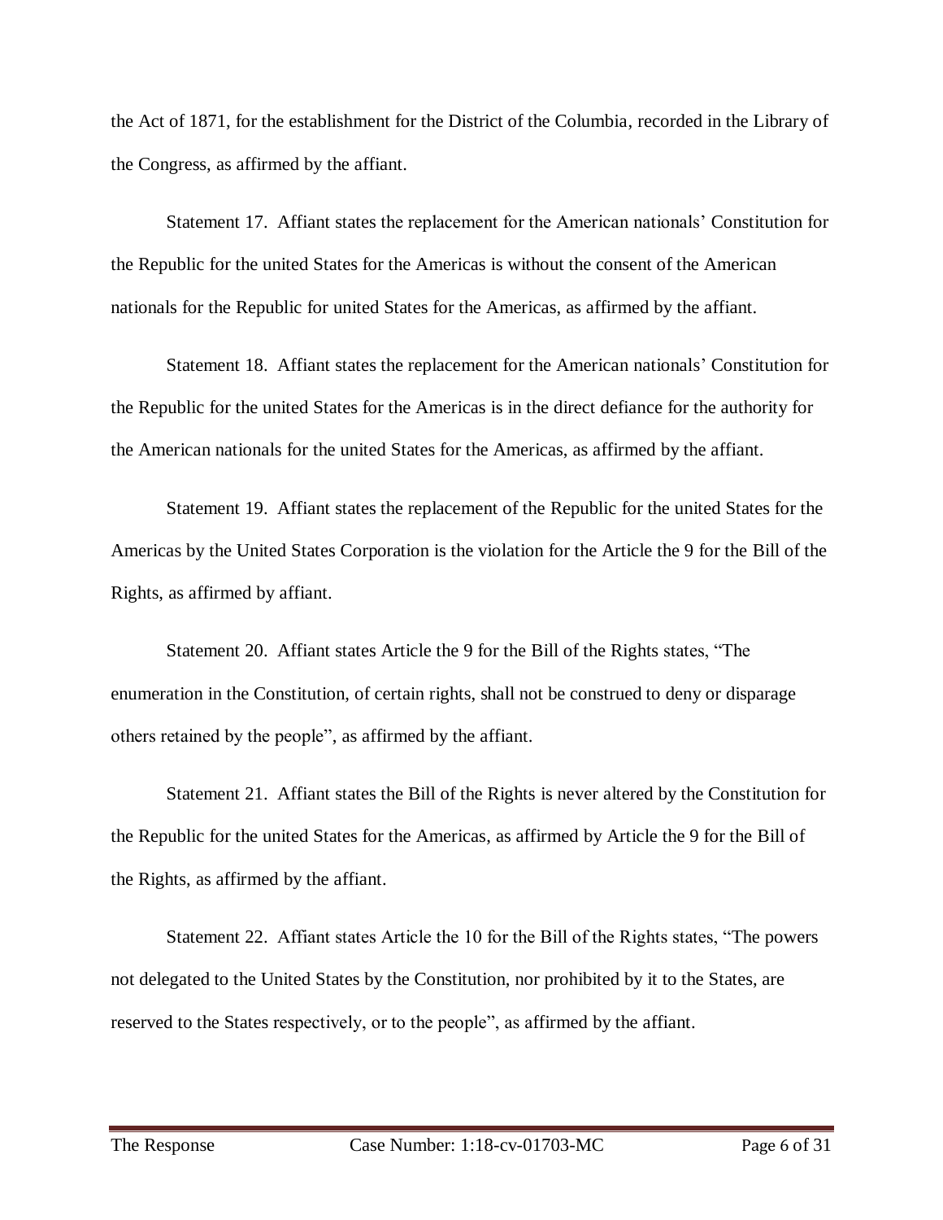the Act of 1871, for the establishment for the District of the Columbia, recorded in the Library of the Congress, as affirmed by the affiant.

Statement 17. Affiant states the replacement for the American nationals' Constitution for the Republic for the united States for the Americas is without the consent of the American nationals for the Republic for united States for the Americas, as affirmed by the affiant.

Statement 18. Affiant states the replacement for the American nationals' Constitution for the Republic for the united States for the Americas is in the direct defiance for the authority for the American nationals for the united States for the Americas, as affirmed by the affiant.

Statement 19. Affiant states the replacement of the Republic for the united States for the Americas by the United States Corporation is the violation for the Article the 9 for the Bill of the Rights, as affirmed by affiant.

Statement 20. Affiant states Article the 9 for the Bill of the Rights states, "The enumeration in the Constitution, of certain rights, shall not be construed to deny or disparage others retained by the people", as affirmed by the affiant.

Statement 21. Affiant states the Bill of the Rights is never altered by the Constitution for the Republic for the united States for the Americas, as affirmed by Article the 9 for the Bill of the Rights, as affirmed by the affiant.

Statement 22. Affiant states Article the 10 for the Bill of the Rights states, "The powers not delegated to the United States by the Constitution, nor prohibited by it to the States, are reserved to the States respectively, or to the people", as affirmed by the affiant.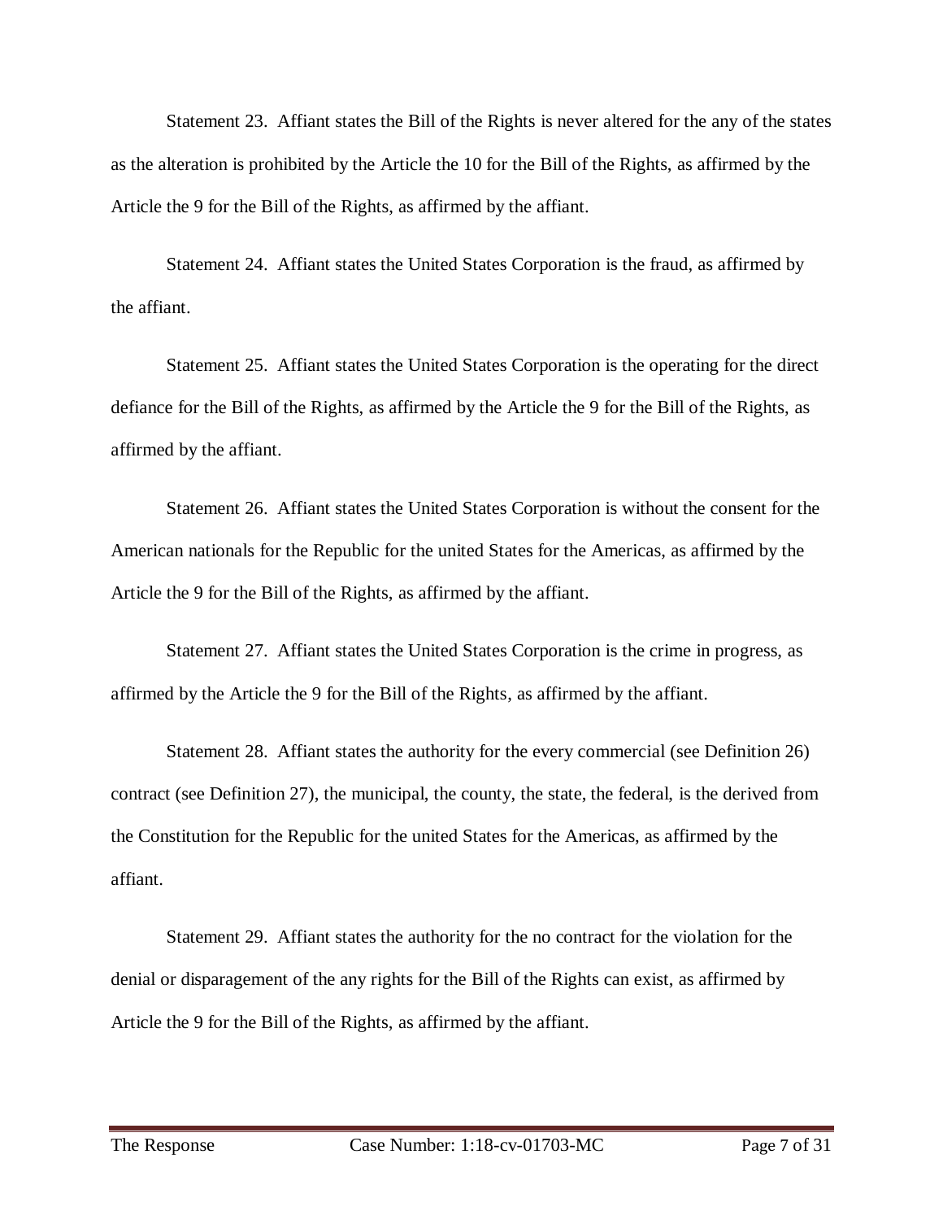Statement 23. Affiant states the Bill of the Rights is never altered for the any of the states as the alteration is prohibited by the Article the 10 for the Bill of the Rights, as affirmed by the Article the 9 for the Bill of the Rights, as affirmed by the affiant.

Statement 24. Affiant states the United States Corporation is the fraud, as affirmed by the affiant.

Statement 25. Affiant states the United States Corporation is the operating for the direct defiance for the Bill of the Rights, as affirmed by the Article the 9 for the Bill of the Rights, as affirmed by the affiant.

Statement 26. Affiant states the United States Corporation is without the consent for the American nationals for the Republic for the united States for the Americas, as affirmed by the Article the 9 for the Bill of the Rights, as affirmed by the affiant.

Statement 27. Affiant states the United States Corporation is the crime in progress, as affirmed by the Article the 9 for the Bill of the Rights, as affirmed by the affiant.

Statement 28. Affiant states the authority for the every commercial (see Definition 26) contract (see Definition 27), the municipal, the county, the state, the federal, is the derived from the Constitution for the Republic for the united States for the Americas, as affirmed by the affiant.

Statement 29. Affiant states the authority for the no contract for the violation for the denial or disparagement of the any rights for the Bill of the Rights can exist, as affirmed by Article the 9 for the Bill of the Rights, as affirmed by the affiant.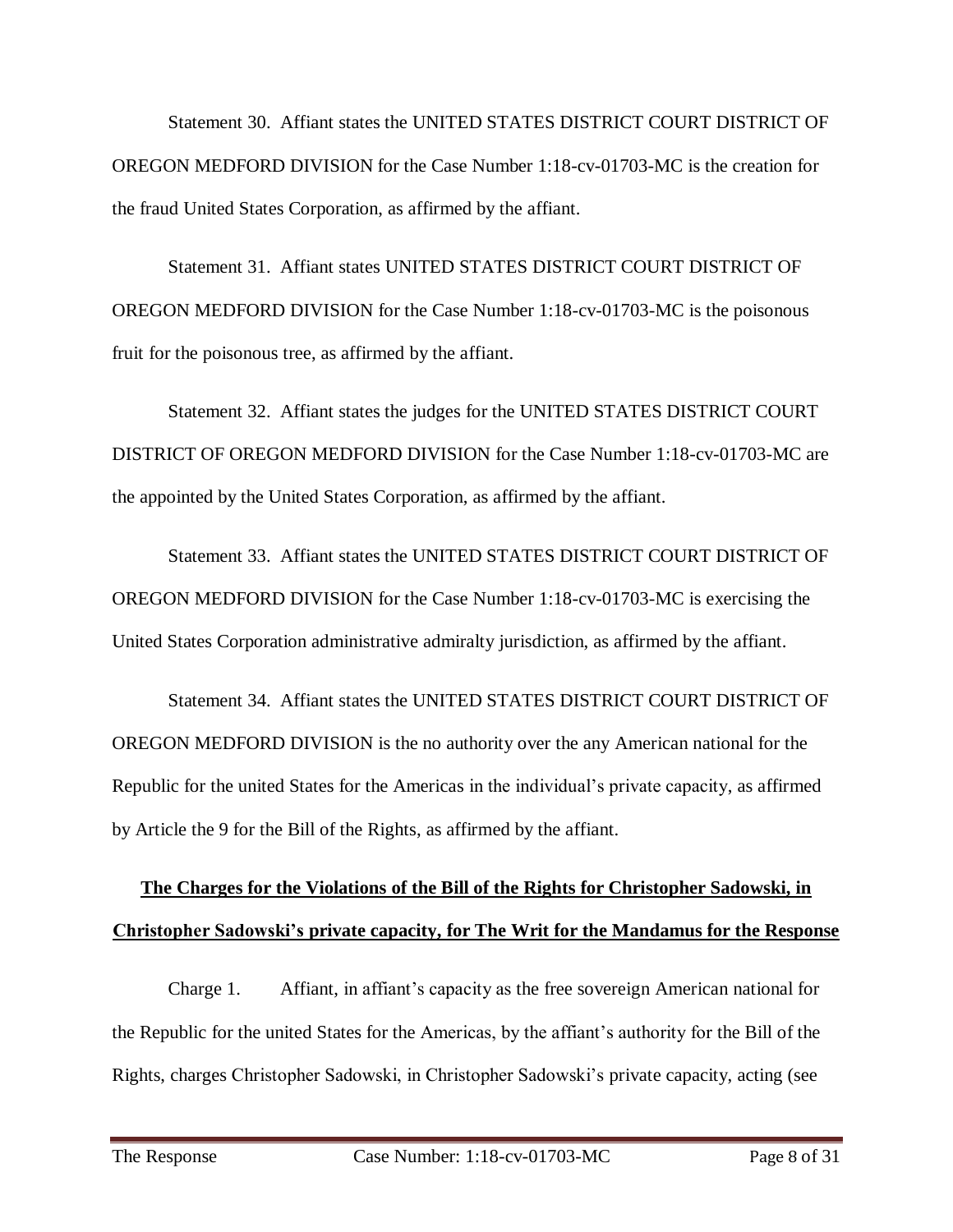Statement 30. Affiant states the UNITED STATES DISTRICT COURT DISTRICT OF OREGON MEDFORD DIVISION for the Case Number 1:18-cv-01703-MC is the creation for the fraud United States Corporation, as affirmed by the affiant.

Statement 31. Affiant states UNITED STATES DISTRICT COURT DISTRICT OF OREGON MEDFORD DIVISION for the Case Number 1:18-cv-01703-MC is the poisonous fruit for the poisonous tree, as affirmed by the affiant.

Statement 32. Affiant states the judges for the UNITED STATES DISTRICT COURT DISTRICT OF OREGON MEDFORD DIVISION for the Case Number 1:18-cv-01703-MC are the appointed by the United States Corporation, as affirmed by the affiant.

Statement 33. Affiant states the UNITED STATES DISTRICT COURT DISTRICT OF OREGON MEDFORD DIVISION for the Case Number 1:18-cv-01703-MC is exercising the United States Corporation administrative admiralty jurisdiction, as affirmed by the affiant.

Statement 34. Affiant states the UNITED STATES DISTRICT COURT DISTRICT OF OREGON MEDFORD DIVISION is the no authority over the any American national for the Republic for the united States for the Americas in the individual's private capacity, as affirmed by Article the 9 for the Bill of the Rights, as affirmed by the affiant.

**<u>The Charges for the Violations of the Bill of the Rights for Christopher Sadowski, in Christopher Sadowski's private capacity, for The Writ for the Mandamus for the Response</u>**

Charge 1. Affiant, in affiant's capacity as the free sovereign American national for the Republic for the united States for the Americas, by the affiant's authority for the Bill of the Rights, charges Christopher Sadowski, in Christopher Sadowski's private capacity, acting (see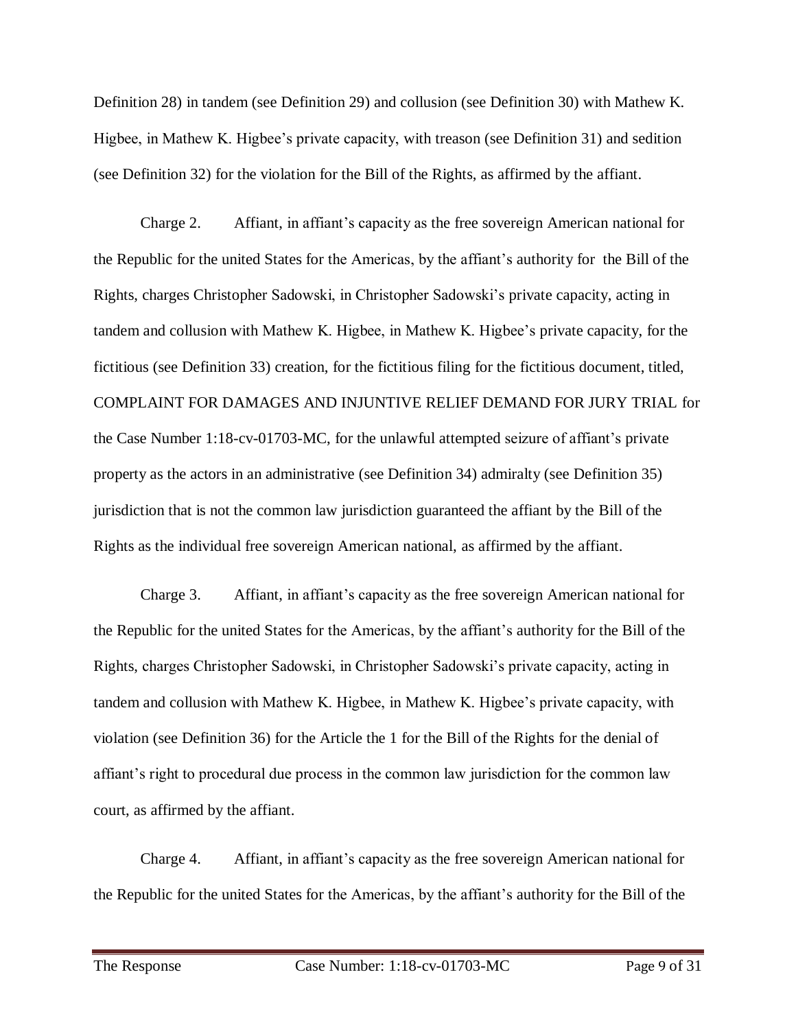Definition 28) in tandem (see Definition 29) and collusion (see Definition 30) with Mathew K. Higbee, in Mathew K. Higbee's private capacity, with treason (see Definition 31) and sedition (see Definition 32) for the violation for the Bill of the Rights, as affirmed by the affiant.

Charge 2. Affiant, in affiant's capacity as the free sovereign American national for the Republic for the united States for the Americas, by the affiant's authority for the Bill of the Rights, charges Christopher Sadowski, in Christopher Sadowski's private capacity, acting in tandem and collusion with Mathew K. Higbee, in Mathew K. Higbee's private capacity, for the fictitious (see Definition 33) creation, for the fictitious filing for the fictitious document, titled, COMPLAINT FOR DAMAGES AND INJUNTIVE RELIEF DEMAND FOR JURY TRIAL for the Case Number 1:18-cv-01703-MC, for the unlawful attempted seizure of affiant's private property as the actors in an administrative (see Definition 34) admiralty (see Definition 35) jurisdiction that is not the common law jurisdiction guaranteed the affiant by the Bill of the Rights as the individual free sovereign American national, as affirmed by the affiant.

Charge 3. Affiant, in affiant's capacity as the free sovereign American national for the Republic for the united States for the Americas, by the affiant's authority for the Bill of the Rights, charges Christopher Sadowski, in Christopher Sadowski's private capacity, acting in tandem and collusion with Mathew K. Higbee, in Mathew K. Higbee's private capacity, with violation (see Definition 36) for the Article the 1 for the Bill of the Rights for the denial of affiant's right to procedural due process in the common law jurisdiction for the common law court, as affirmed by the affiant.

Charge 4. Affiant, in affiant's capacity as the free sovereign American national for the Republic for the united States for the Americas, by the affiant's authority for the Bill of the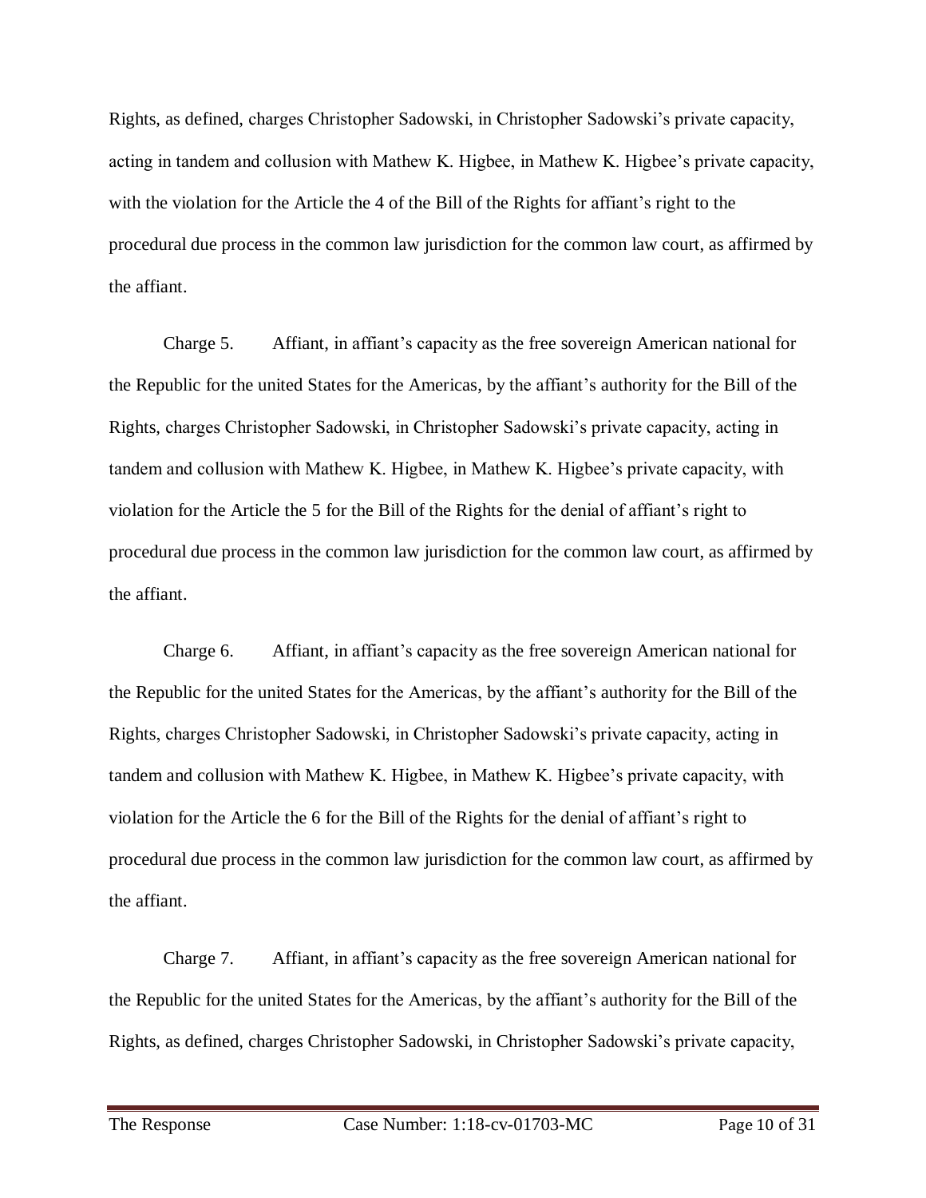Rights, as defined, charges Christopher Sadowski, in Christopher Sadowski's private capacity, acting in tandem and collusion with Mathew K. Higbee, in Mathew K. Higbee's private capacity, with the violation for the Article the 4 of the Bill of the Rights for affiant's right to the procedural due process in the common law jurisdiction for the common law court, as affirmed by the affiant.

Charge 5. Affiant, in affiant's capacity as the free sovereign American national for the Republic for the united States for the Americas, by the affiant's authority for the Bill of the Rights, charges Christopher Sadowski, in Christopher Sadowski's private capacity, acting in tandem and collusion with Mathew K. Higbee, in Mathew K. Higbee's private capacity, with violation for the Article the 5 for the Bill of the Rights for the denial of affiant's right to procedural due process in the common law jurisdiction for the common law court, as affirmed by the affiant.

Charge 6. Affiant, in affiant's capacity as the free sovereign American national for the Republic for the united States for the Americas, by the affiant's authority for the Bill of the Rights, charges Christopher Sadowski, in Christopher Sadowski's private capacity, acting in tandem and collusion with Mathew K. Higbee, in Mathew K. Higbee's private capacity, with violation for the Article the 6 for the Bill of the Rights for the denial of affiant's right to procedural due process in the common law jurisdiction for the common law court, as affirmed by the affiant.

Charge 7. Affiant, in affiant's capacity as the free sovereign American national for the Republic for the united States for the Americas, by the affiant's authority for the Bill of the Rights, as defined, charges Christopher Sadowski, in Christopher Sadowski's private capacity,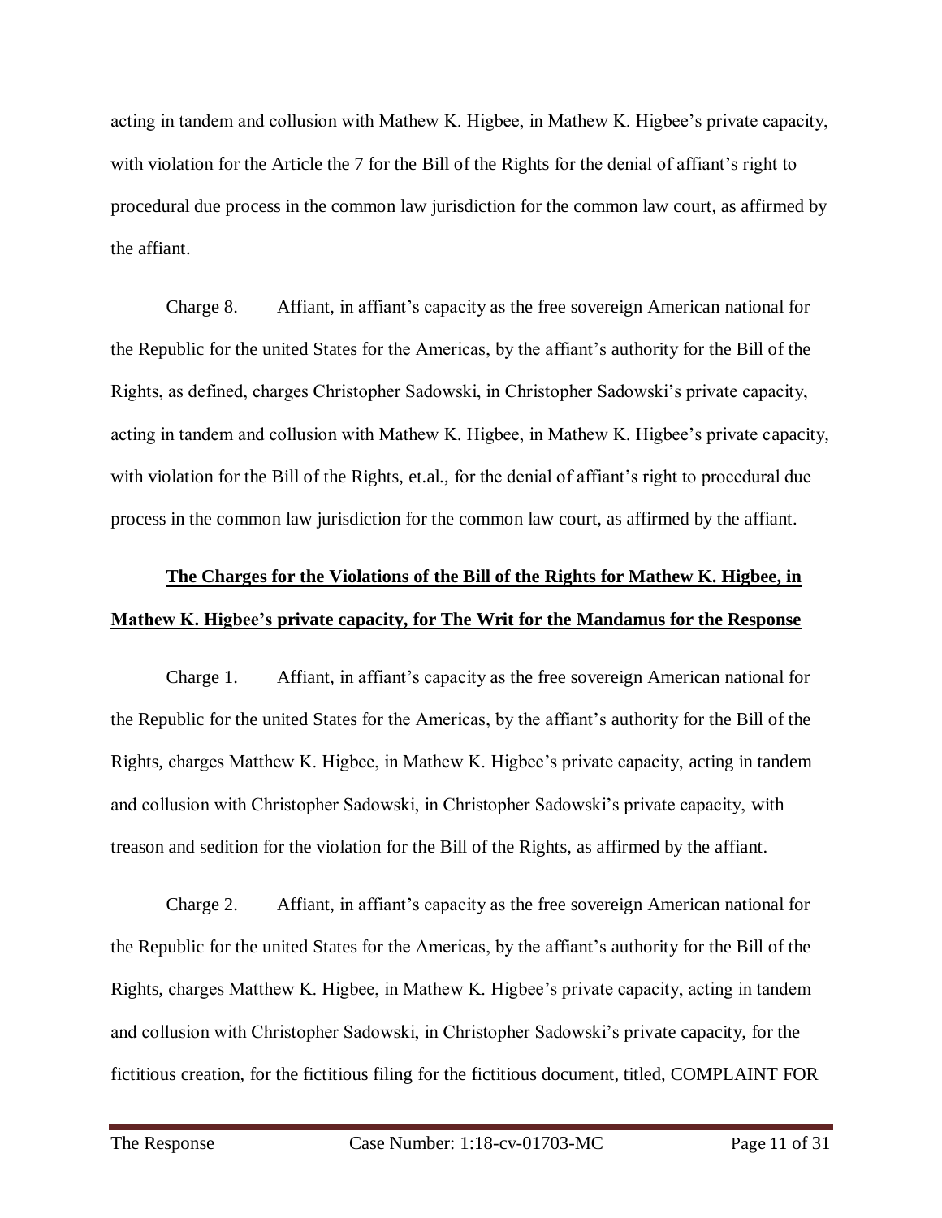acting in tandem and collusion with Mathew K. Higbee, in Mathew K. Higbee's private capacity, with violation for the Article the 7 for the Bill of the Rights for the denial of affiant's right to procedural due process in the common law jurisdiction for the common law court, as affirmed by the affiant.

Charge 8. Affiant, in affiant's capacity as the free sovereign American national for the Republic for the united States for the Americas, by the affiant's authority for the Bill of the Rights, as defined, charges Christopher Sadowski, in Christopher Sadowski's private capacity, acting in tandem and collusion with Mathew K. Higbee, in Mathew K. Higbee's private capacity, with violation for the Bill of the Rights, et.al., for the denial of affiant's right to procedural due process in the common law jurisdiction for the common law court, as affirmed by the affiant.

**<u>The Charges for the Violations of the Bill of the Rights for Mathew K. Higbee, in Mathew K. Higbee's private capacity, for The Writ for the Mandamus for the Response</u>**

Charge 1. Affiant, in affiant's capacity as the free sovereign American national for the Republic for the united States for the Americas, by the affiant's authority for the Bill of the Rights, charges Matthew K. Higbee, in Mathew K. Higbee's private capacity, acting in tandem and collusion with Christopher Sadowski, in Christopher Sadowski's private capacity, with treason and sedition for the violation for the Bill of the Rights, as affirmed by the affiant.

Charge 2. Affiant, in affiant's capacity as the free sovereign American national for the Republic for the united States for the Americas, by the affiant's authority for the Bill of the Rights, charges Matthew K. Higbee, in Mathew K. Higbee's private capacity, acting in tandem and collusion with Christopher Sadowski, in Christopher Sadowski's private capacity, for the fictitious creation, for the fictitious filing for the fictitious document, titled, COMPLAINT FOR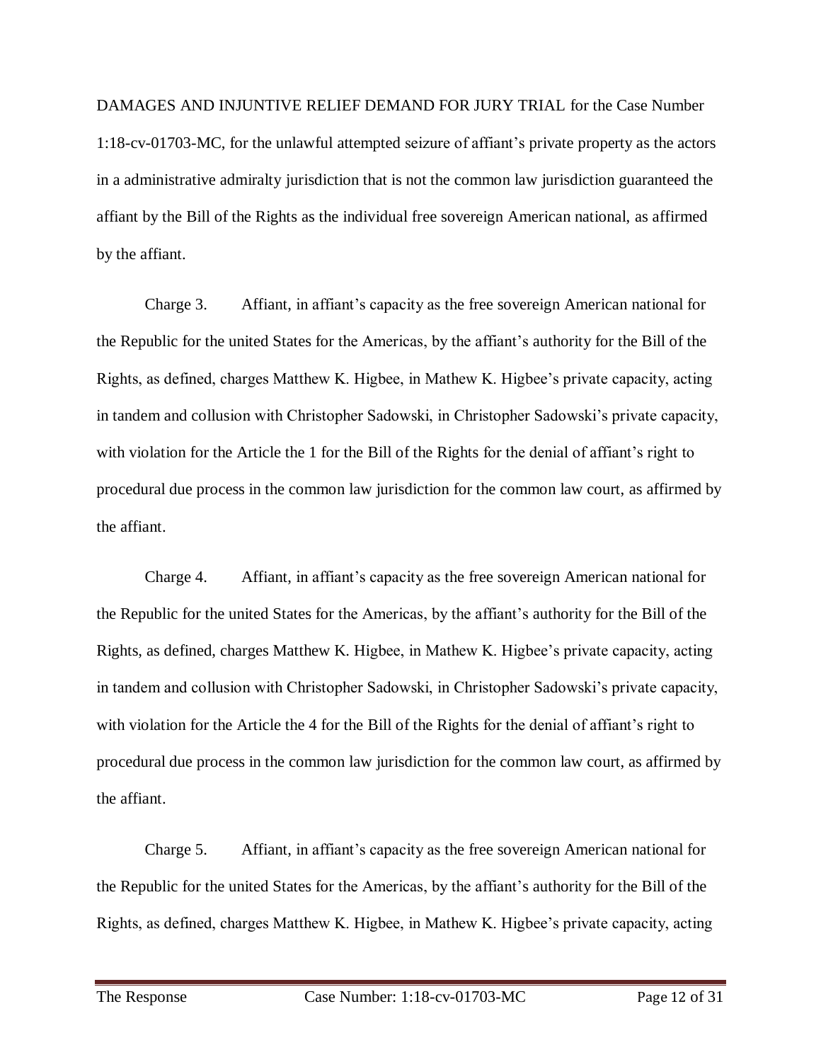DAMAGES AND INJUNTIVE RELIEF DEMAND FOR JURY TRIAL for the Case Number 1:18-cv-01703-MC, for the unlawful attempted seizure of affiant's private property as the actors in a administrative admiralty jurisdiction that is not the common law jurisdiction guaranteed the affiant by the Bill of the Rights as the individual free sovereign American national, as affirmed by the affiant.

Charge 3. Affiant, in affiant's capacity as the free sovereign American national for the Republic for the united States for the Americas, by the affiant's authority for the Bill of the Rights, as defined, charges Matthew K. Higbee, in Mathew K. Higbee's private capacity, acting in tandem and collusion with Christopher Sadowski, in Christopher Sadowski's private capacity, with violation for the Article the 1 for the Bill of the Rights for the denial of affiant's right to procedural due process in the common law jurisdiction for the common law court, as affirmed by the affiant.

Charge 4. Affiant, in affiant's capacity as the free sovereign American national for the Republic for the united States for the Americas, by the affiant's authority for the Bill of the Rights, as defined, charges Matthew K. Higbee, in Mathew K. Higbee's private capacity, acting in tandem and collusion with Christopher Sadowski, in Christopher Sadowski's private capacity, with violation for the Article the 4 for the Bill of the Rights for the denial of affiant's right to procedural due process in the common law jurisdiction for the common law court, as affirmed by the affiant.

Charge 5. Affiant, in affiant's capacity as the free sovereign American national for the Republic for the united States for the Americas, by the affiant's authority for the Bill of the Rights, as defined, charges Matthew K. Higbee, in Mathew K. Higbee's private capacity, acting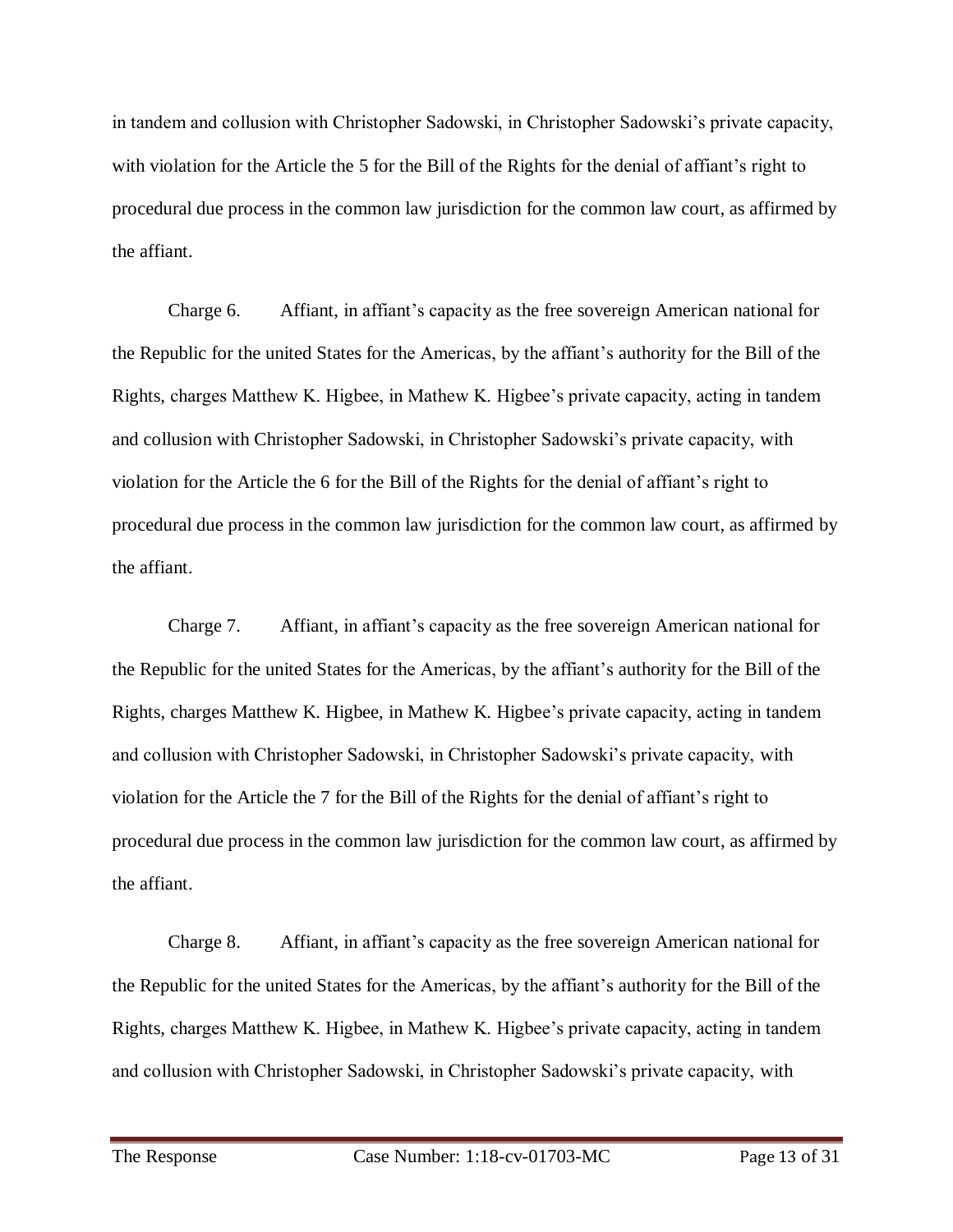in tandem and collusion with Christopher Sadowski, in Christopher Sadowski's private capacity, with violation for the Article the 5 for the Bill of the Rights for the denial of affiant's right to procedural due process in the common law jurisdiction for the common law court, as affirmed by the affiant.

Charge 6. Affiant, in affiant's capacity as the free sovereign American national for the Republic for the united States for the Americas, by the affiant's authority for the Bill of the Rights, charges Matthew K. Higbee, in Mathew K. Higbee's private capacity, acting in tandem and collusion with Christopher Sadowski, in Christopher Sadowski's private capacity, with violation for the Article the 6 for the Bill of the Rights for the denial of affiant's right to procedural due process in the common law jurisdiction for the common law court, as affirmed by the affiant.

Charge 7. Affiant, in affiant's capacity as the free sovereign American national for the Republic for the united States for the Americas, by the affiant's authority for the Bill of the Rights, charges Matthew K. Higbee, in Mathew K. Higbee's private capacity, acting in tandem and collusion with Christopher Sadowski, in Christopher Sadowski's private capacity, with violation for the Article the 7 for the Bill of the Rights for the denial of affiant's right to procedural due process in the common law jurisdiction for the common law court, as affirmed by the affiant.

Charge 8. Affiant, in affiant's capacity as the free sovereign American national for the Republic for the united States for the Americas, by the affiant's authority for the Bill of the Rights, charges Matthew K. Higbee, in Mathew K. Higbee's private capacity, acting in tandem and collusion with Christopher Sadowski, in Christopher Sadowski's private capacity, with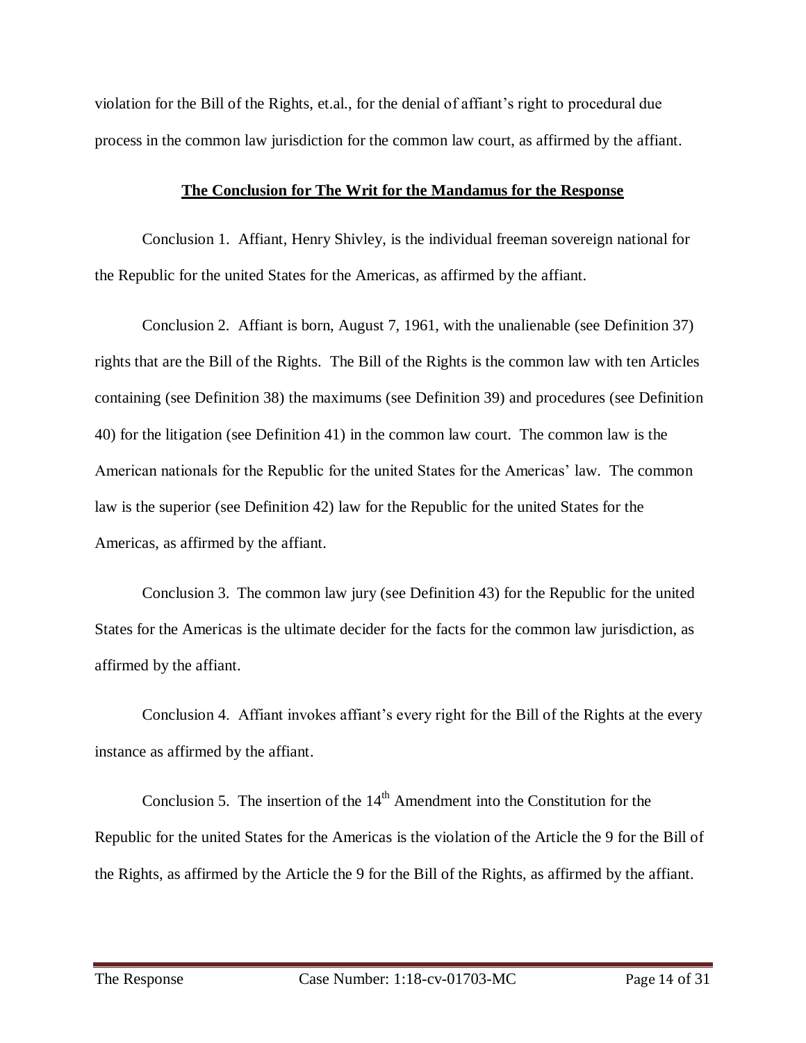violation for the Bill of the Rights, et.al., for the denial of affiant's right to procedural due process in the common law jurisdiction for the common law court, as affirmed by the affiant.

## **The Conclusion for The Writ for the Mandamus for the Response**

Conclusion 1. Affiant, Henry Shivley, is the individual freeman sovereign national for the Republic for the united States for the Americas, as affirmed by the affiant.

Conclusion 2. Affiant is born, August 7, 1961, with the unalienable (see Definition 37) rights that are the Bill of the Rights. The Bill of the Rights is the common law with ten Articles containing (see Definition 38) the maximums (see Definition 39) and procedures (see Definition 40) for the litigation (see Definition 41) in the common law court. The common law is the American nationals for the Republic for the united States for the Americas' law. The common law is the superior (see Definition 42) law for the Republic for the united States for the Americas, as affirmed by the affiant.

Conclusion 3. The common law jury (see Definition 43) for the Republic for the united States for the Americas is the ultimate decider for the facts for the common law jurisdiction, as affirmed by the affiant.

Conclusion 4. Affiant invokes affiant's every right for the Bill of the Rights at the every instance as affirmed by the affiant.

Conclusion 5. The insertion of the 14th Amendment into the Constitution for the Republic for the united States for the Americas is the violation of the Article the 9 for the Bill of the Rights, as affirmed by the Article the 9 for the Bill of the Rights, as affirmed by the affiant.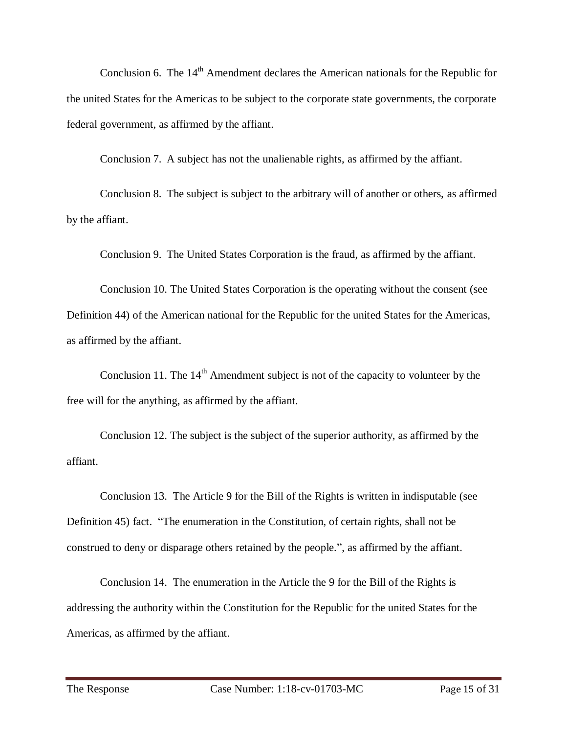Conclusion 6. The 14th Amendment declares the American nationals for the Republic for the united States for the Americas to be subject to the corporate state governments, the corporate federal government, as affirmed by the affiant.

Conclusion 7. A subject has not the unalienable rights, as affirmed by the affiant.

Conclusion 8. The subject is subject to the arbitrary will of another or others, as affirmed by the affiant.

Conclusion 9. The United States Corporation is the fraud, as affirmed by the affiant.

Conclusion 10. The United States Corporation is the operating without the consent (see Definition 44) of the American national for the Republic for the united States for the Americas, as affirmed by the affiant.

Conclusion 11. The 14th Amendment subject is not of the capacity to volunteer by the free will for the anything, as affirmed by the affiant.

Conclusion 12. The subject is the subject of the superior authority, as affirmed by the affiant.

Conclusion 13. The Article 9 for the Bill of the Rights is written in indisputable (see Definition 45) fact. "The enumeration in the Constitution, of certain rights, shall not be construed to deny or disparage others retained by the people.", as affirmed by the affiant.

Conclusion 14. The enumeration in the Article the 9 for the Bill of the Rights is addressing the authority within the Constitution for the Republic for the united States for the Americas, as affirmed by the affiant.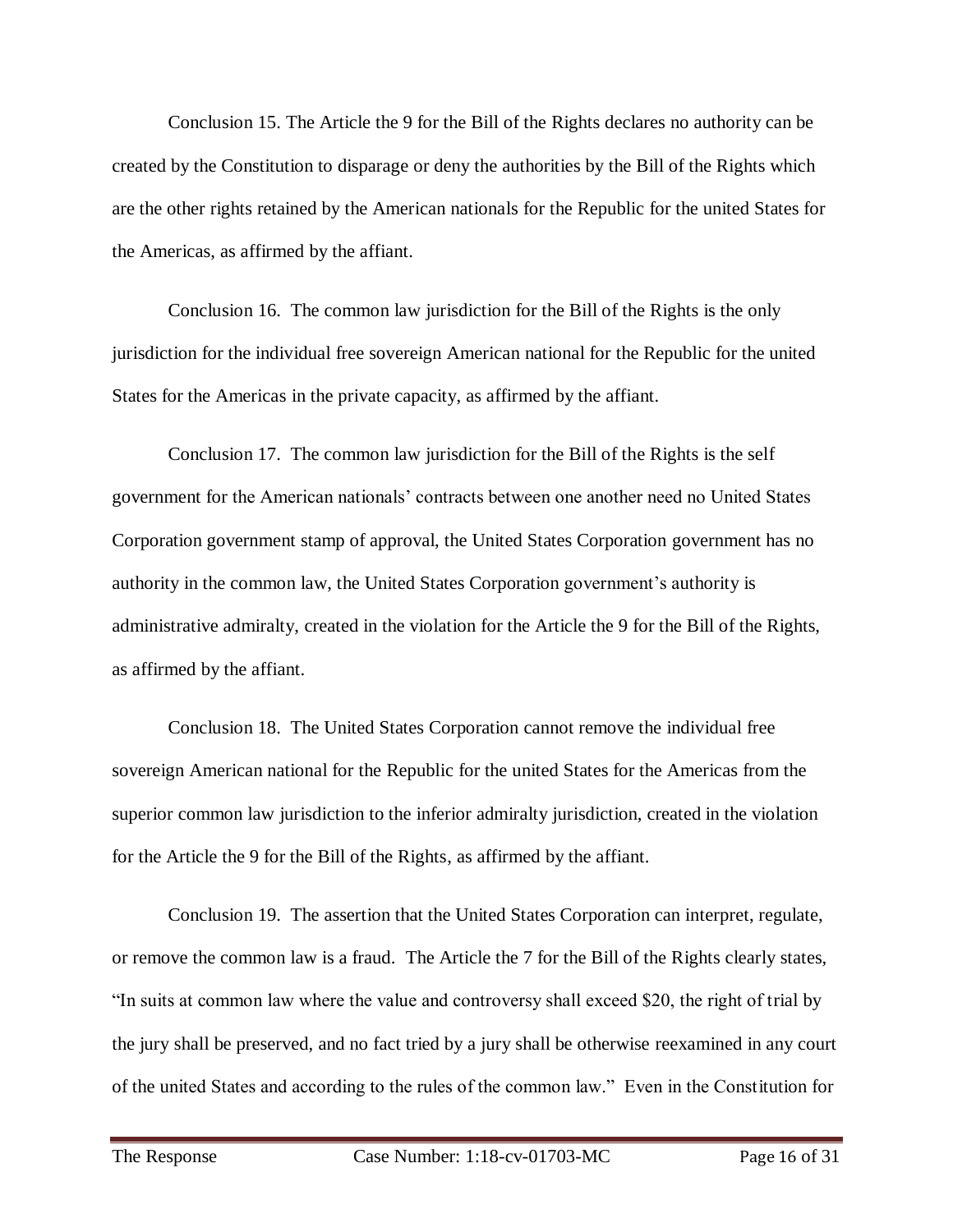Conclusion 15. The Article the 9 for the Bill of the Rights declares no authority can be created by the Constitution to disparage or deny the authorities by the Bill of the Rights which are the other rights retained by the American nationals for the Republic for the united States for the Americas, as affirmed by the affiant.

Conclusion 16. The common law jurisdiction for the Bill of the Rights is the only jurisdiction for the individual free sovereign American national for the Republic for the united States for the Americas in the private capacity, as affirmed by the affiant.

Conclusion 17. The common law jurisdiction for the Bill of the Rights is the self government for the American nationals' contracts between one another need no United States Corporation government stamp of approval, the United States Corporation government has no authority in the common law, the United States Corporation government's authority is administrative admiralty, created in the violation for the Article the 9 for the Bill of the Rights, as affirmed by the affiant.

Conclusion 18. The United States Corporation cannot remove the individual free sovereign American national for the Republic for the united States for the Americas from the superior common law jurisdiction to the inferior admiralty jurisdiction, created in the violation for the Article the 9 for the Bill of the Rights, as affirmed by the affiant.

Conclusion 19. The assertion that the United States Corporation can interpret, regulate, or remove the common law is a fraud. The Article the 7 for the Bill of the Rights clearly states, "In suits at common law where the value and controversy shall exceed $20, the right of trial by the jury shall be preserved, and no fact tried by a jury shall be otherwise reexamined in any court of the united States and according to the rules of the common law." Even in the Constitution for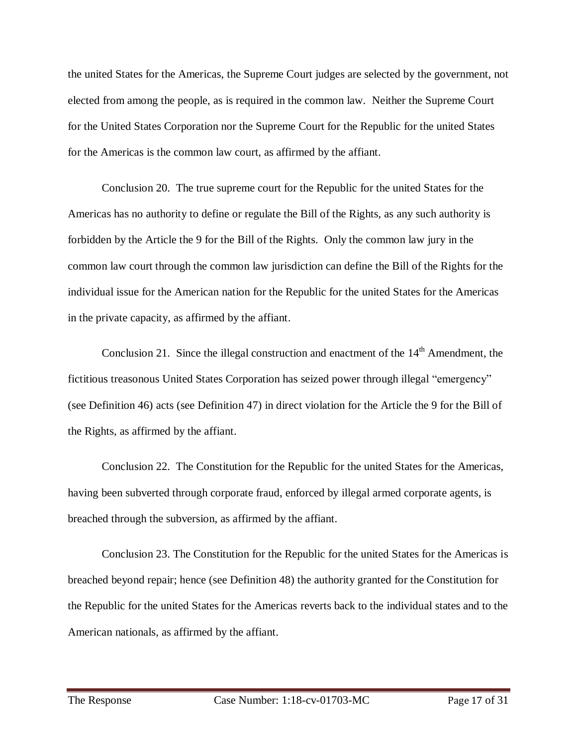the united States for the Americas, the Supreme Court judges are selected by the government, not elected from among the people, as is required in the common law. Neither the Supreme Court for the United States Corporation nor the Supreme Court for the Republic for the united States for the Americas is the common law court, as affirmed by the affiant.

Conclusion 20. The true supreme court for the Republic for the united States for the Americas has no authority to define or regulate the Bill of the Rights, as any such authority is forbidden by the Article the 9 for the Bill of the Rights. Only the common law jury in the common law court through the common law jurisdiction can define the Bill of the Rights for the individual issue for the American nation for the Republic for the united States for the Americas in the private capacity, as affirmed by the affiant.

Conclusion 21. Since the illegal construction and enactment of the 14th Amendment, the fictitious treasonous United States Corporation has seized power through illegal "emergency" (see Definition 46) acts (see Definition 47) in direct violation for the Article the 9 for the Bill of the Rights, as affirmed by the affiant.

Conclusion 22. The Constitution for the Republic for the united States for the Americas, having been subverted through corporate fraud, enforced by illegal armed corporate agents, is breached through the subversion, as affirmed by the affiant.

Conclusion 23. The Constitution for the Republic for the united States for the Americas is breached beyond repair; hence (see Definition 48) the authority granted for the Constitution for the Republic for the united States for the Americas reverts back to the individual states and to the American nationals, as affirmed by the affiant.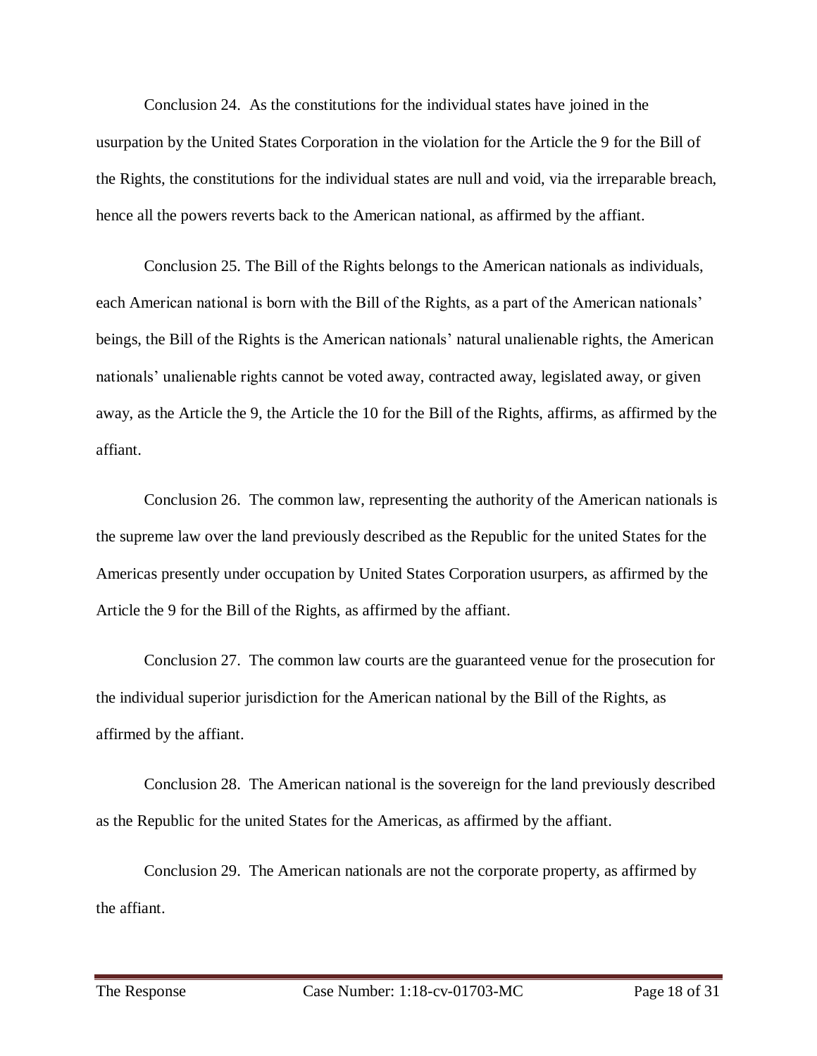Conclusion 24. As the constitutions for the individual states have joined in the usurpation by the United States Corporation in the violation for the Article the 9 for the Bill of the Rights, the constitutions for the individual states are null and void, via the irreparable breach, hence all the powers reverts back to the American national, as affirmed by the affiant.

Conclusion 25. The Bill of the Rights belongs to the American nationals as individuals, each American national is born with the Bill of the Rights, as a part of the American nationals' beings, the Bill of the Rights is the American nationals' natural unalienable rights, the American nationals' unalienable rights cannot be voted away, contracted away, legislated away, or given away, as the Article the 9, the Article the 10 for the Bill of the Rights, affirms, as affirmed by the affiant.

Conclusion 26. The common law, representing the authority of the American nationals is the supreme law over the land previously described as the Republic for the united States for the Americas presently under occupation by United States Corporation usurpers, as affirmed by the Article the 9 for the Bill of the Rights, as affirmed by the affiant.

Conclusion 27. The common law courts are the guaranteed venue for the prosecution for the individual superior jurisdiction for the American national by the Bill of the Rights, as affirmed by the affiant.

Conclusion 28. The American national is the sovereign for the land previously described as the Republic for the united States for the Americas, as affirmed by the affiant.

Conclusion 29. The American nationals are not the corporate property, as affirmed by the affiant.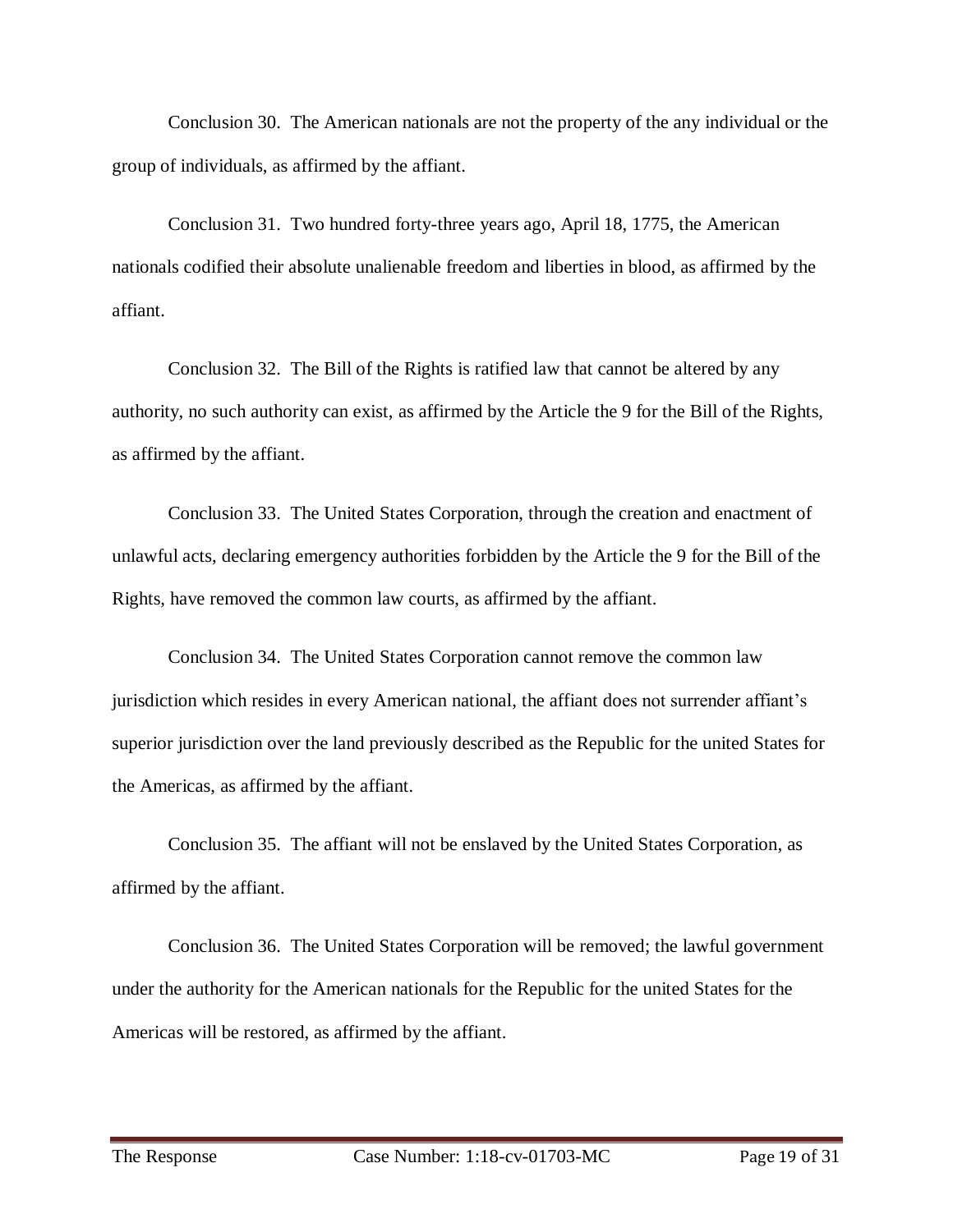Conclusion 30. The American nationals are not the property of the any individual or the group of individuals, as affirmed by the affiant.

Conclusion 31. Two hundred forty-three years ago, April 18, 1775, the American nationals codified their absolute unalienable freedom and liberties in blood, as affirmed by the affiant.

Conclusion 32. The Bill of the Rights is ratified law that cannot be altered by any authority, no such authority can exist, as affirmed by the Article the 9 for the Bill of the Rights, as affirmed by the affiant.

Conclusion 33. The United States Corporation, through the creation and enactment of unlawful acts, declaring emergency authorities forbidden by the Article the 9 for the Bill of the Rights, have removed the common law courts, as affirmed by the affiant.

Conclusion 34. The United States Corporation cannot remove the common law jurisdiction which resides in every American national, the affiant does not surrender affiant's superior jurisdiction over the land previously described as the Republic for the united States for the Americas, as affirmed by the affiant.

Conclusion 35. The affiant will not be enslaved by the United States Corporation, as affirmed by the affiant.

Conclusion 36. The United States Corporation will be removed; the lawful government under the authority for the American nationals for the Republic for the united States for the Americas will be restored, as affirmed by the affiant.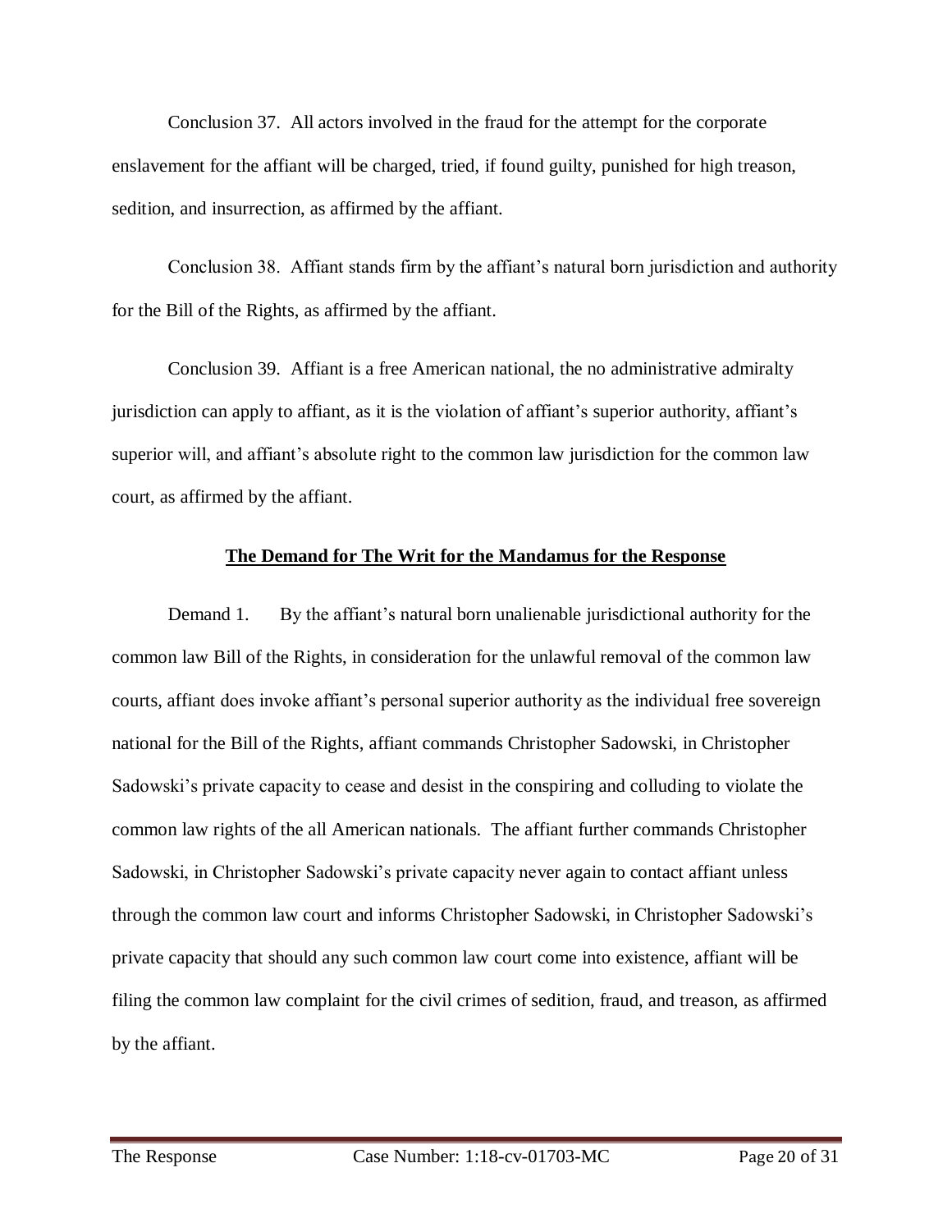Conclusion 37. All actors involved in the fraud for the attempt for the corporate enslavement for the affiant will be charged, tried, if found guilty, punished for high treason, sedition, and insurrection, as affirmed by the affiant.

Conclusion 38. Affiant stands firm by the affiant's natural born jurisdiction and authority for the Bill of the Rights, as affirmed by the affiant.

Conclusion 39. Affiant is a free American national, the no administrative admiralty jurisdiction can apply to affiant, as it is the violation of affiant's superior authority, affiant's superior will, and affiant's absolute right to the common law jurisdiction for the common law court, as affirmed by the affiant.

## **The Demand for The Writ for the Mandamus for the Response**

Demand 1. By the affiant's natural born unalienable jurisdictional authority for the common law Bill of the Rights, in consideration for the unlawful removal of the common law courts, affiant does invoke affiant's personal superior authority as the individual free sovereign national for the Bill of the Rights, affiant commands Christopher Sadowski, in Christopher Sadowski's private capacity to cease and desist in the conspiring and colluding to violate the common law rights of the all American nationals. The affiant further commands Christopher Sadowski, in Christopher Sadowski's private capacity never again to contact affiant unless through the common law court and informs Christopher Sadowski, in Christopher Sadowski's private capacity that should any such common law court come into existence, affiant will be filing the common law complaint for the civil crimes of sedition, fraud, and treason, as affirmed by the affiant.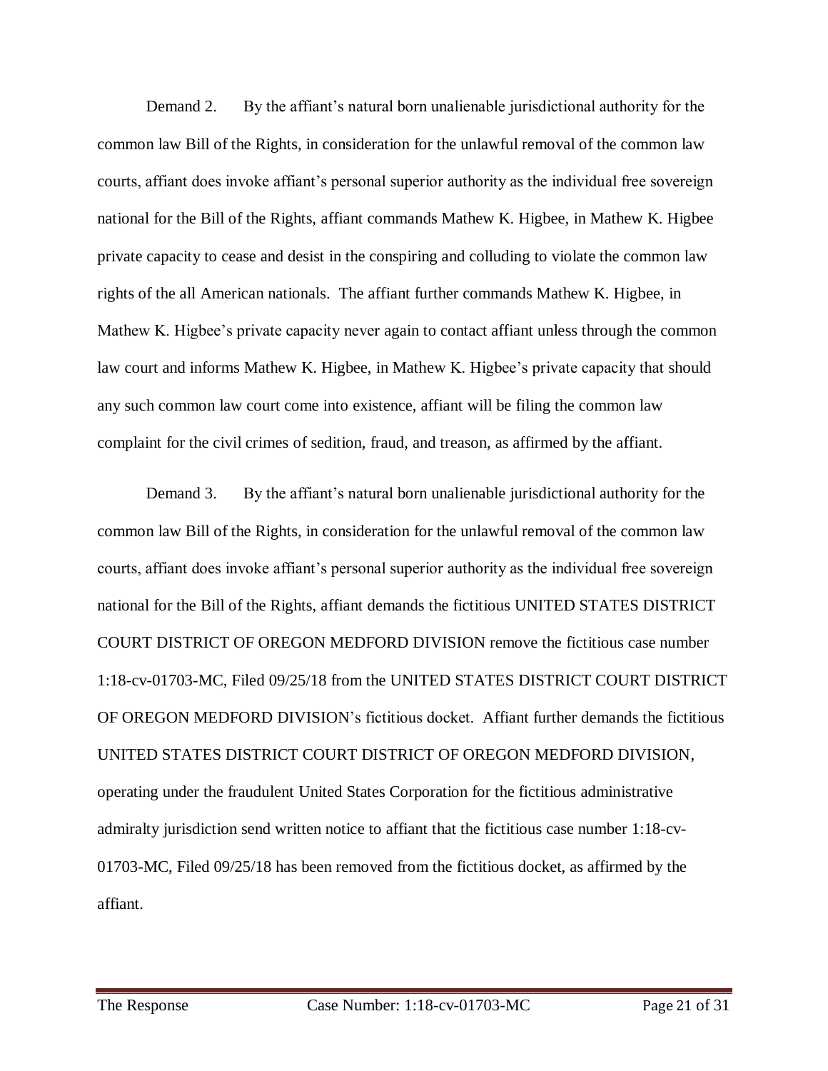Demand 2. By the affiant's natural born unalienable jurisdictional authority for the common law Bill of the Rights, in consideration for the unlawful removal of the common law courts, affiant does invoke affiant's personal superior authority as the individual free sovereign national for the Bill of the Rights, affiant commands Mathew K. Higbee, in Mathew K. Higbee private capacity to cease and desist in the conspiring and colluding to violate the common law rights of the all American nationals. The affiant further commands Mathew K. Higbee, in Mathew K. Higbee's private capacity never again to contact affiant unless through the common law court and informs Mathew K. Higbee, in Mathew K. Higbee's private capacity that should any such common law court come into existence, affiant will be filing the common law complaint for the civil crimes of sedition, fraud, and treason, as affirmed by the affiant.

Demand 3. By the affiant's natural born unalienable jurisdictional authority for the common law Bill of the Rights, in consideration for the unlawful removal of the common law courts, affiant does invoke affiant's personal superior authority as the individual free sovereign national for the Bill of the Rights, affiant demands the fictitious UNITED STATES DISTRICT COURT DISTRICT OF OREGON MEDFORD DIVISION remove the fictitious case number 1:18-cv-01703-MC, Filed 09/25/18 from the UNITED STATES DISTRICT COURT DISTRICT OF OREGON MEDFORD DIVISION's fictitious docket. Affiant further demands the fictitious UNITED STATES DISTRICT COURT DISTRICT OF OREGON MEDFORD DIVISION, operating under the fraudulent United States Corporation for the fictitious administrative admiralty jurisdiction send written notice to affiant that the fictitious case number 1:18-cv-01703-MC, Filed 09/25/18 has been removed from the fictitious docket, as affirmed by the affiant.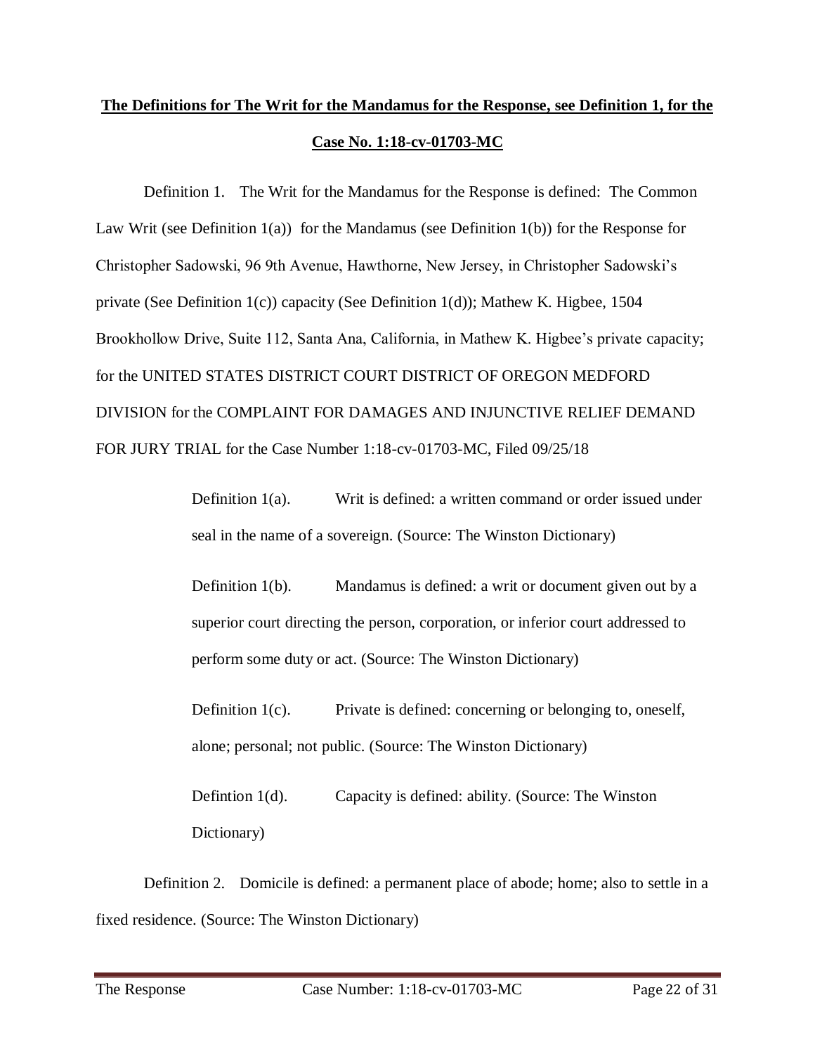**The Definitions for The Writ for the Mandamus for the Response, see Definition 1, for the Case No. 1:18-cv-01703-MC**

Definition 1. The Writ for the Mandamus for the Response is defined: The Common Law Writ (see Definition 1(a)) for the Mandamus (see Definition 1(b)) for the Response for Christopher Sadowski, 96 9th Avenue, Hawthorne, New Jersey, in Christopher Sadowski's private (See Definition 1(c)) capacity (See Definition 1(d)); Mathew K. Higbee, 1504 Brookhollow Drive, Suite 112, Santa Ana, California, in Mathew K. Higbee's private capacity; for the UNITED STATES DISTRICT COURT DISTRICT OF OREGON MEDFORD DIVISION for the COMPLAINT FOR DAMAGES AND INJUNCTIVE RELIEF DEMAND FOR JURY TRIAL for the Case Number 1:18-cv-01703-MC, Filed 09/25/18

> Definition 1(a). Writ is defined: a written command or order issued under seal in the name of a sovereign. (Source: The Winston Dictionary)
>
> Definition 1(b). Mandamus is defined: a writ or document given out by a superior court directing the person, corporation, or inferior court addressed to perform some duty or act. (Source: The Winston Dictionary)
>
> Definition 1(c). Private is defined: concerning or belonging to, oneself, alone; personal; not public. (Source: The Winston Dictionary)
>
> Defintion 1(d). Capacity is defined: ability. (Source: The Winston Dictionary)

Definition 2. Domicile is defined: a permanent place of abode; home; also to settle in a fixed residence. (Source: The Winston Dictionary)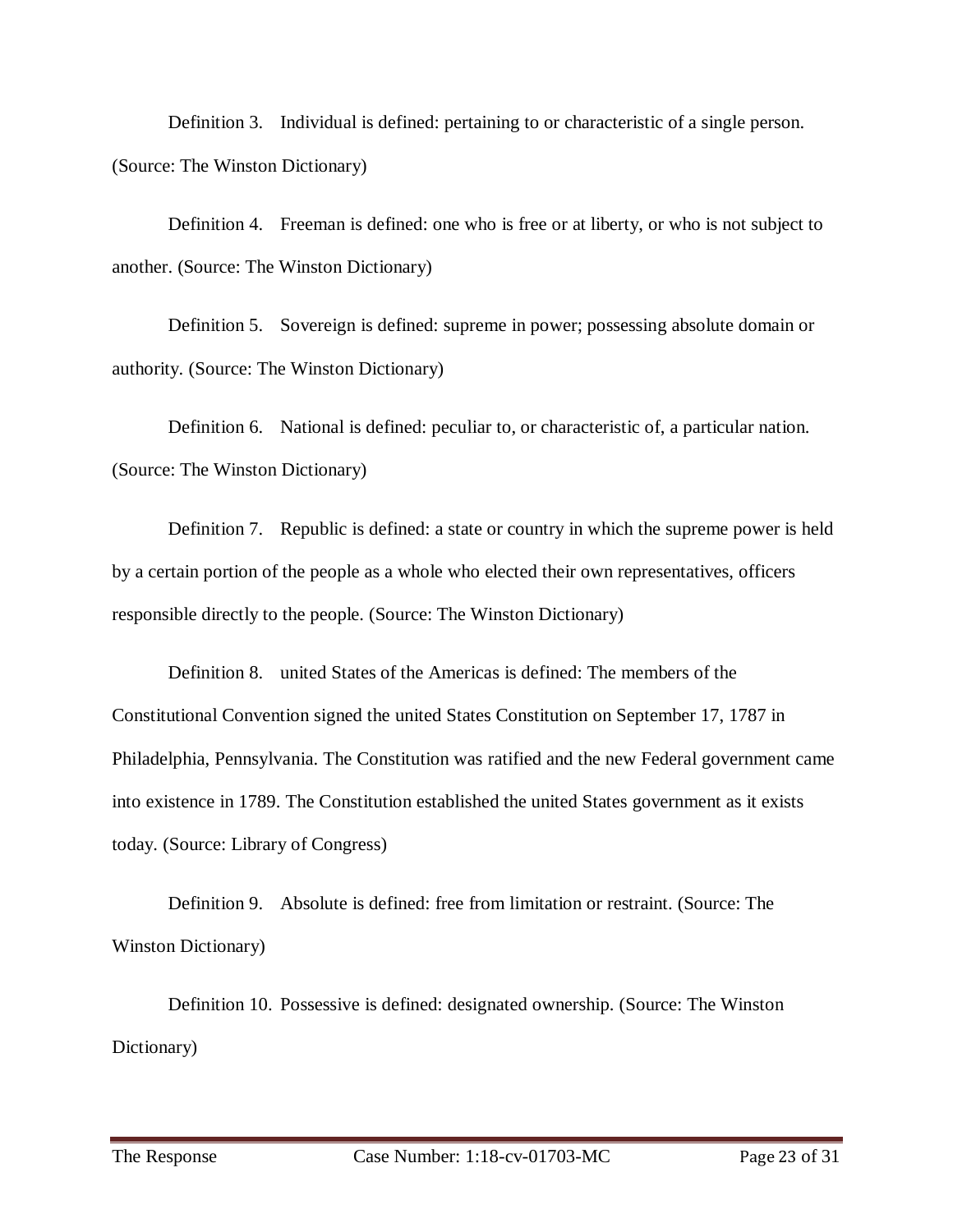Definition 3. Individual is defined: pertaining to or characteristic of a single person. (Source: The Winston Dictionary)

Definition 4. Freeman is defined: one who is free or at liberty, or who is not subject to another. (Source: The Winston Dictionary)

Definition 5. Sovereign is defined: supreme in power; possessing absolute domain or authority. (Source: The Winston Dictionary)

Definition 6. National is defined: peculiar to, or characteristic of, a particular nation. (Source: The Winston Dictionary)

Definition 7. Republic is defined: a state or country in which the supreme power is held by a certain portion of the people as a whole who elected their own representatives, officers responsible directly to the people. (Source: The Winston Dictionary)

Definition 8. united States of the Americas is defined: The members of the Constitutional Convention signed the united States Constitution on September 17, 1787 in Philadelphia, Pennsylvania. The Constitution was ratified and the new Federal government came into existence in 1789. The Constitution established the united States government as it exists today. (Source: Library of Congress)

Definition 9. Absolute is defined: free from limitation or restraint. (Source: The Winston Dictionary)

Definition 10. Possessive is defined: designated ownership. (Source: The Winston Dictionary)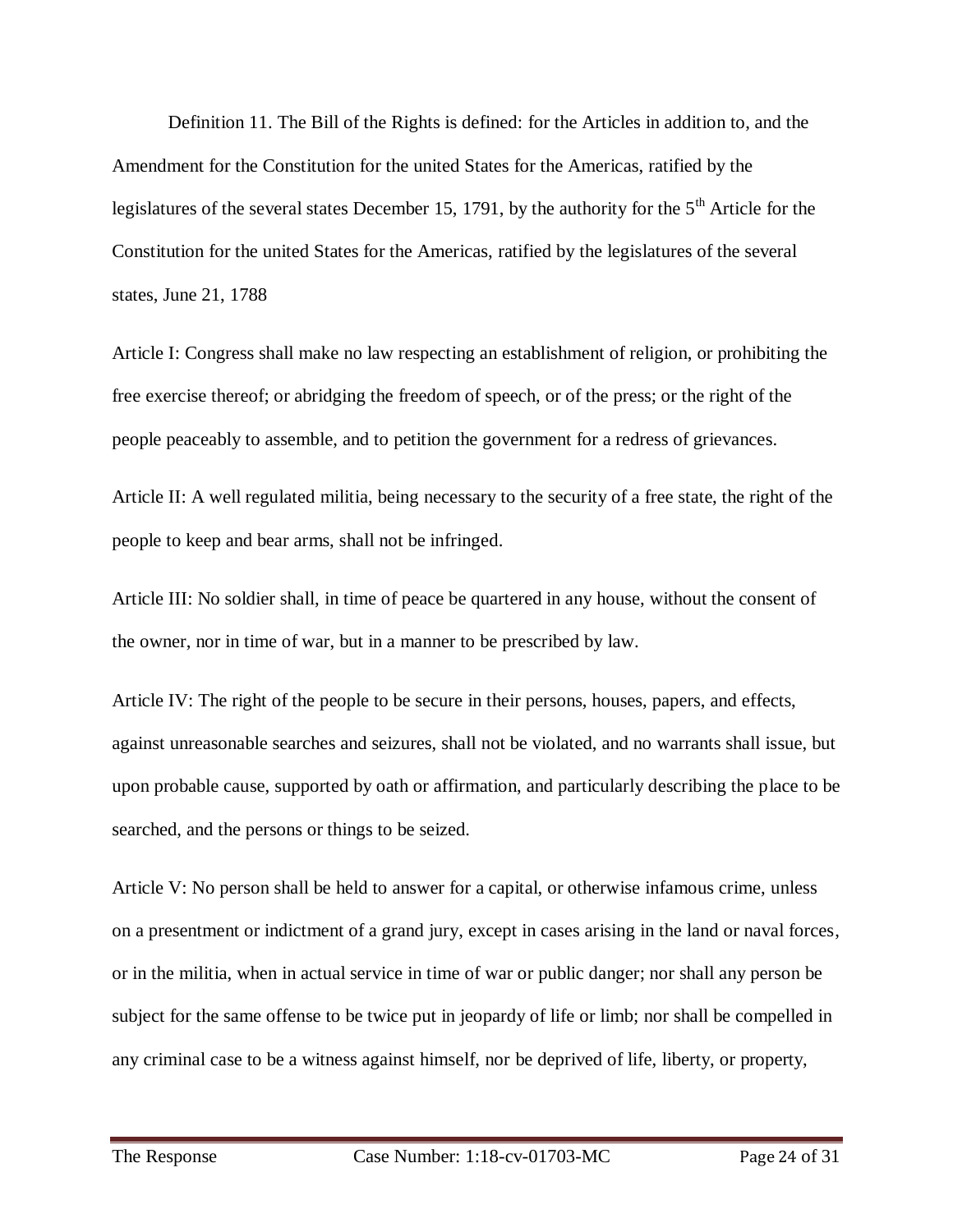Definition 11. The Bill of the Rights is defined: for the Articles in addition to, and the Amendment for the Constitution for the united States for the Americas, ratified by the legislatures of the several states December 15, 1791, by the authority for the 5th Article for the Constitution for the united States for the Americas, ratified by the legislatures of the several states, June 21, 1788

Article I: Congress shall make no law respecting an establishment of religion, or prohibiting the free exercise thereof; or abridging the freedom of speech, or of the press; or the right of the people peaceably to assemble, and to petition the government for a redress of grievances.

Article II: A well regulated militia, being necessary to the security of a free state, the right of the people to keep and bear arms, shall not be infringed.

Article III: No soldier shall, in time of peace be quartered in any house, without the consent of the owner, nor in time of war, but in a manner to be prescribed by law.

Article IV: The right of the people to be secure in their persons, houses, papers, and effects, against unreasonable searches and seizures, shall not be violated, and no warrants shall issue, but upon probable cause, supported by oath or affirmation, and particularly describing the place to be searched, and the persons or things to be seized.

Article V: No person shall be held to answer for a capital, or otherwise infamous crime, unless on a presentment or indictment of a grand jury, except in cases arising in the land or naval forces, or in the militia, when in actual service in time of war or public danger; nor shall any person be subject for the same offense to be twice put in jeopardy of life or limb; nor shall be compelled in any criminal case to be a witness against himself, nor be deprived of life, liberty, or property,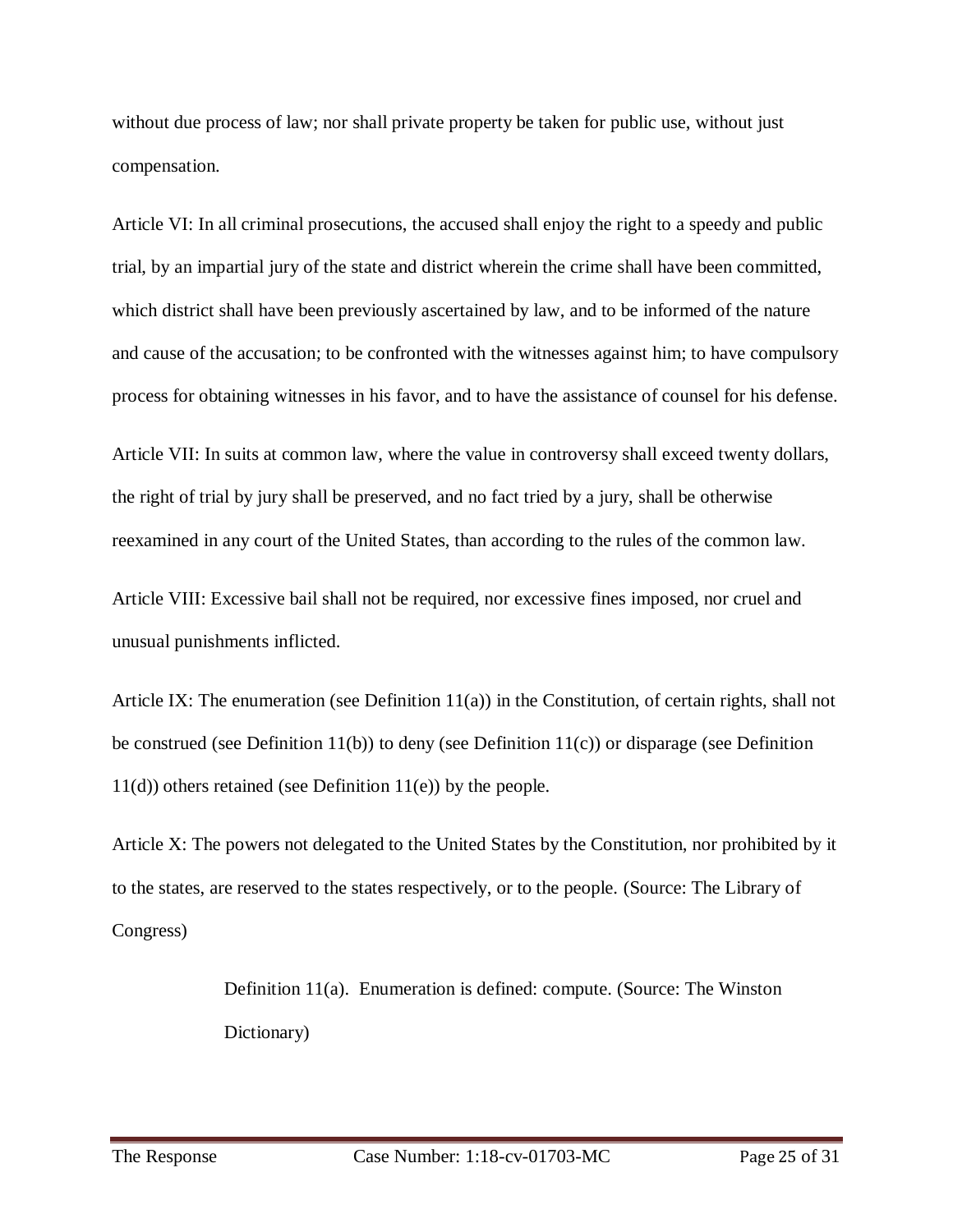without due process of law; nor shall private property be taken for public use, without just compensation.

Article VI: In all criminal prosecutions, the accused shall enjoy the right to a speedy and public trial, by an impartial jury of the state and district wherein the crime shall have been committed, which district shall have been previously ascertained by law, and to be informed of the nature and cause of the accusation; to be confronted with the witnesses against him; to have compulsory process for obtaining witnesses in his favor, and to have the assistance of counsel for his defense.

Article VII: In suits at common law, where the value in controversy shall exceed twenty dollars, the right of trial by jury shall be preserved, and no fact tried by a jury, shall be otherwise reexamined in any court of the United States, than according to the rules of the common law.

Article VIII: Excessive bail shall not be required, nor excessive fines imposed, nor cruel and unusual punishments inflicted.

Article IX: The enumeration (see Definition 11(a)) in the Constitution, of certain rights, shall not be construed (see Definition 11(b)) to deny (see Definition 11(c)) or disparage (see Definition 11(d)) others retained (see Definition 11(e)) by the people.

Article X: The powers not delegated to the United States by the Constitution, nor prohibited by it to the states, are reserved to the states respectively, or to the people. (Source: The Library of Congress)

> Definition 11(a). Enumeration is defined: compute. (Source: The Winston Dictionary)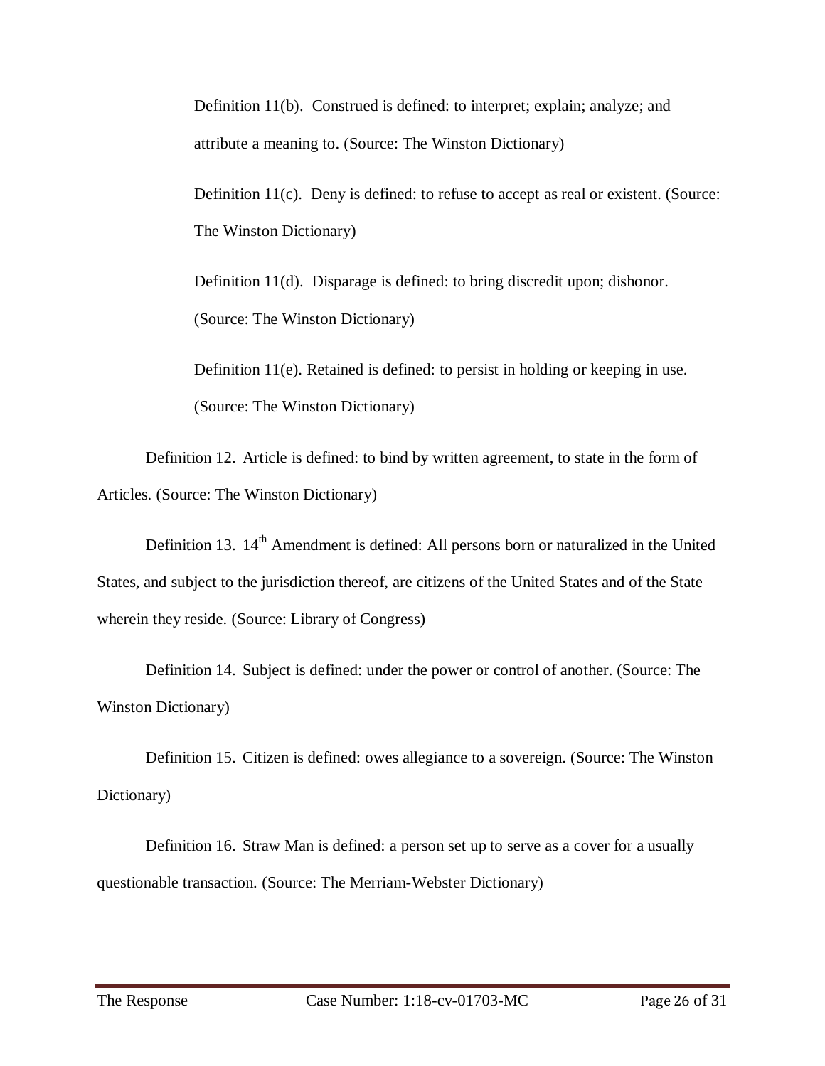Definition 11(b). Construed is defined: to interpret; explain; analyze; and attribute a meaning to. (Source: The Winston Dictionary)

Definition 11(c). Deny is defined: to refuse to accept as real or existent. (Source: The Winston Dictionary)

Definition 11(d). Disparage is defined: to bring discredit upon; dishonor. (Source: The Winston Dictionary)

Definition 11(e). Retained is defined: to persist in holding or keeping in use. (Source: The Winston Dictionary)

Definition 12. Article is defined: to bind by written agreement, to state in the form of Articles. (Source: The Winston Dictionary)

Definition 13. 14th Amendment is defined: All persons born or naturalized in the United States, and subject to the jurisdiction thereof, are citizens of the United States and of the State wherein they reside. (Source: Library of Congress)

Definition 14. Subject is defined: under the power or control of another. (Source: The Winston Dictionary)

Definition 15. Citizen is defined: owes allegiance to a sovereign. (Source: The Winston Dictionary)

Definition 16. Straw Man is defined: a person set up to serve as a cover for a usually questionable transaction. (Source: The Merriam-Webster Dictionary)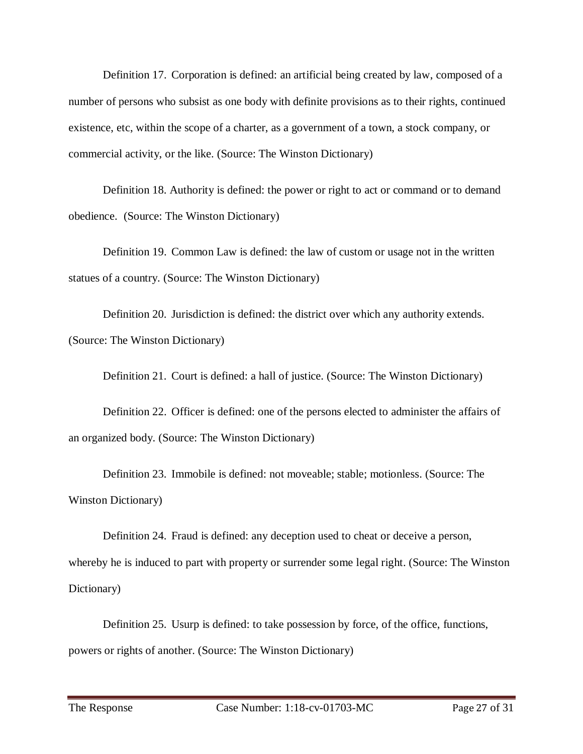Definition 17. Corporation is defined: an artificial being created by law, composed of a number of persons who subsist as one body with definite provisions as to their rights, continued existence, etc, within the scope of a charter, as a government of a town, a stock company, or commercial activity, or the like. (Source: The Winston Dictionary)

Definition 18. Authority is defined: the power or right to act or command or to demand obedience. (Source: The Winston Dictionary)

Definition 19. Common Law is defined: the law of custom or usage not in the written statues of a country. (Source: The Winston Dictionary)

Definition 20. Jurisdiction is defined: the district over which any authority extends. (Source: The Winston Dictionary)

Definition 21. Court is defined: a hall of justice. (Source: The Winston Dictionary)

Definition 22. Officer is defined: one of the persons elected to administer the affairs of an organized body. (Source: The Winston Dictionary)

Definition 23. Immobile is defined: not moveable; stable; motionless. (Source: The Winston Dictionary)

Definition 24. Fraud is defined: any deception used to cheat or deceive a person, whereby he is induced to part with property or surrender some legal right. (Source: The Winston Dictionary)

Definition 25. Usurp is defined: to take possession by force, of the office, functions, powers or rights of another. (Source: The Winston Dictionary)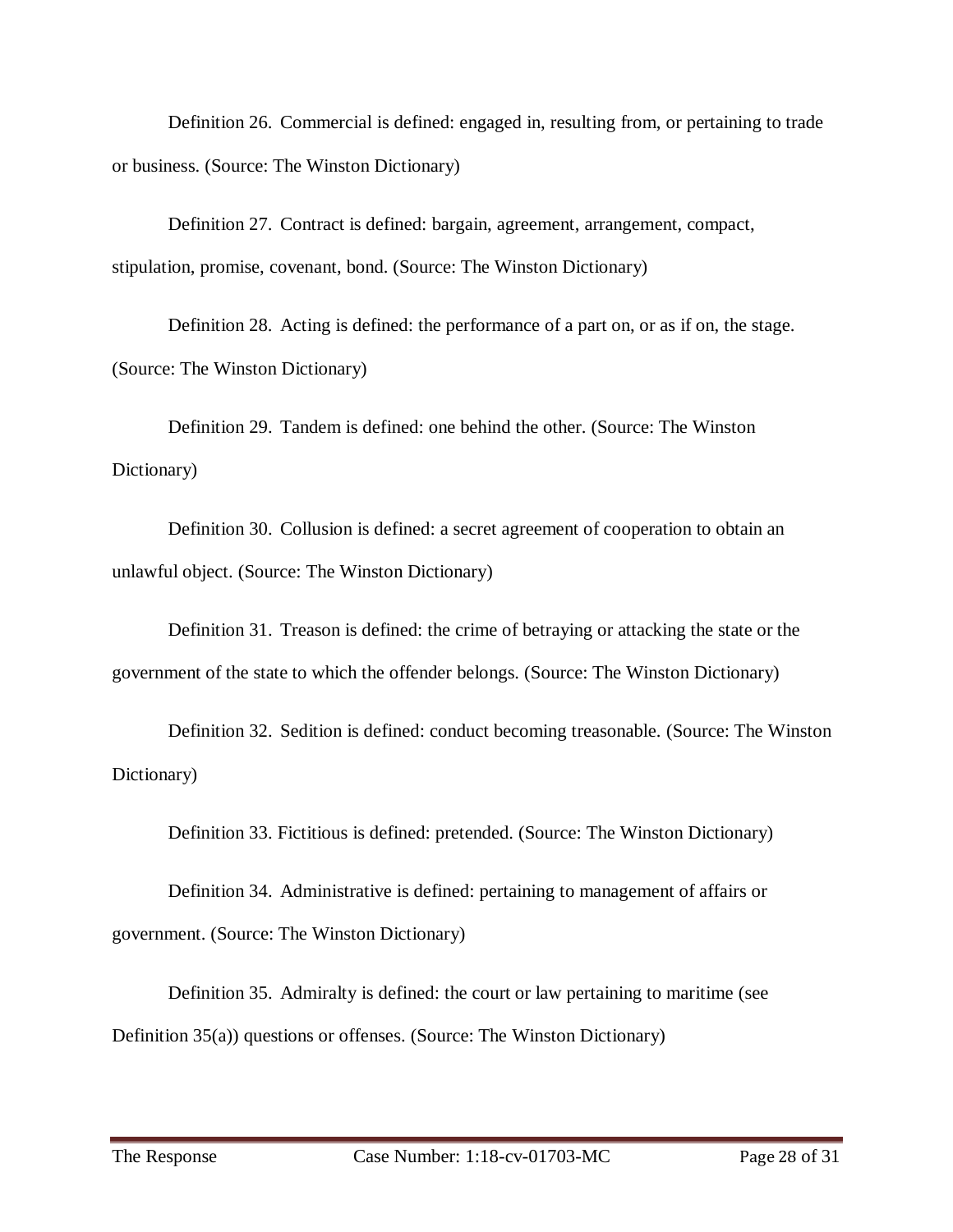Definition 26. Commercial is defined: engaged in, resulting from, or pertaining to trade or business. (Source: The Winston Dictionary)

Definition 27. Contract is defined: bargain, agreement, arrangement, compact, stipulation, promise, covenant, bond. (Source: The Winston Dictionary)

Definition 28. Acting is defined: the performance of a part on, or as if on, the stage. (Source: The Winston Dictionary)

Definition 29. Tandem is defined: one behind the other. (Source: The Winston Dictionary)

Definition 30. Collusion is defined: a secret agreement of cooperation to obtain an unlawful object. (Source: The Winston Dictionary)

Definition 31. Treason is defined: the crime of betraying or attacking the state or the government of the state to which the offender belongs. (Source: The Winston Dictionary)

Definition 32. Sedition is defined: conduct becoming treasonable. (Source: The Winston Dictionary)

Definition 33. Fictitious is defined: pretended. (Source: The Winston Dictionary)

Definition 34. Administrative is defined: pertaining to management of affairs or government. (Source: The Winston Dictionary)

Definition 35. Admiralty is defined: the court or law pertaining to maritime (see Definition 35(a)) questions or offenses. (Source: The Winston Dictionary)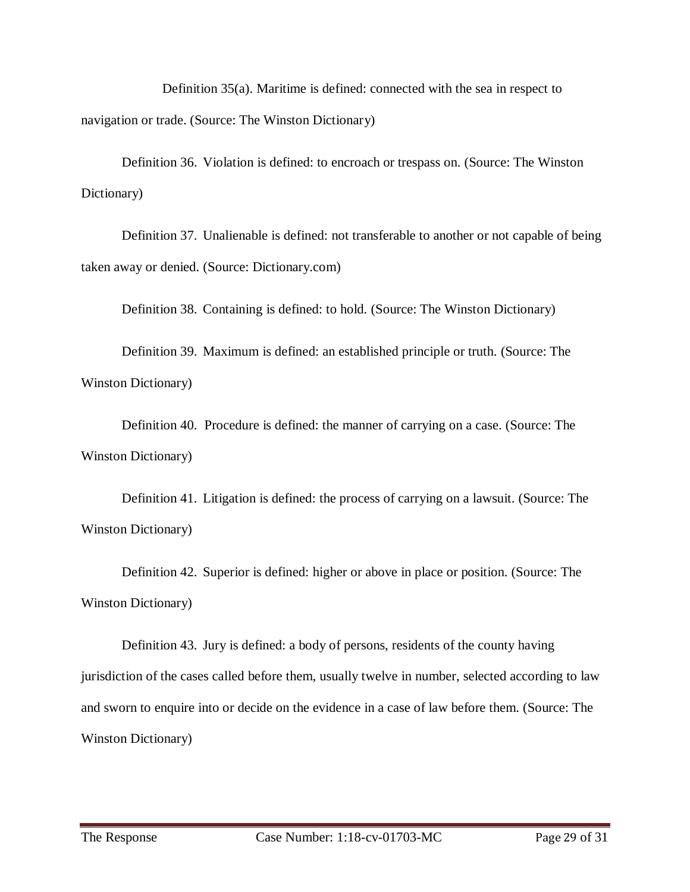Definition 35(a). Maritime is defined: connected with the sea in respect to navigation or trade. (Source: The Winston Dictionary)

Definition 36. Violation is defined: to encroach or trespass on. (Source: The Winston Dictionary)

Definition 37. Unalienable is defined: not transferable to another or not capable of being taken away or denied. (Source: Dictionary.com)

Definition 38. Containing is defined: to hold. (Source: The Winston Dictionary)

Definition 39. Maximum is defined: an established principle or truth. (Source: The Winston Dictionary)

Definition 40. Procedure is defined: the manner of carrying on a case. (Source: The Winston Dictionary)

Definition 41. Litigation is defined: the process of carrying on a lawsuit. (Source: The Winston Dictionary)

Definition 42. Superior is defined: higher or above in place or position. (Source: The Winston Dictionary)

Definition 43. Jury is defined: a body of persons, residents of the county having jurisdiction of the cases called before them, usually twelve in number, selected according to law and sworn to enquire into or decide on the evidence in a case of law before them. (Source: The Winston Dictionary)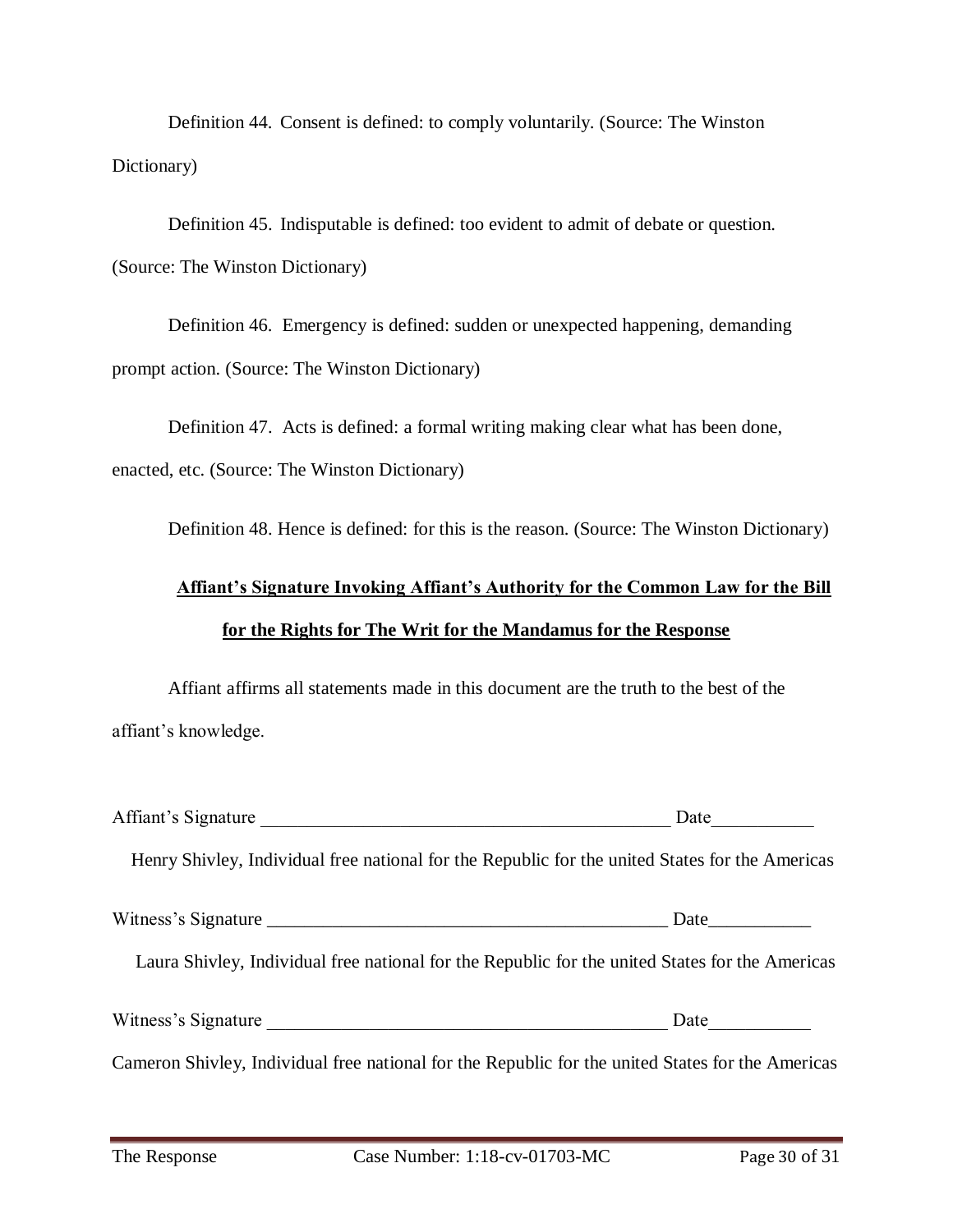Definition 44. Consent is defined: to comply voluntarily. (Source: The Winston Dictionary)

Definition 45. Indisputable is defined: too evident to admit of debate or question. (Source: The Winston Dictionary)

Definition 46. Emergency is defined: sudden or unexpected happening, demanding prompt action. (Source: The Winston Dictionary)

Definition 47. Acts is defined: a formal writing making clear what has been done, enacted, etc. (Source: The Winston Dictionary)

Definition 48. Hence is defined: for this is the reason. (Source: The Winston Dictionary)

**Affiant's Signature Invoking Affiant's Authority for the Common Law for the Bill for the Rights for The Writ for the Mandamus for the Response**

Affiant affirms all statements made in this document are the truth to the best of the affiant's knowledge.

Affiant's Signature _____________________________________________ Date___________

Henry Shivley, Individual free national for the Republic for the united States for the Americas

Witness's Signature ____________________________________________ Date___________

Laura Shivley, Individual free national for the Republic for the united States for the Americas

Witness's Signature ____________________________________________ Date___________

Cameron Shivley, Individual free national for the Republic for the united States for the Americas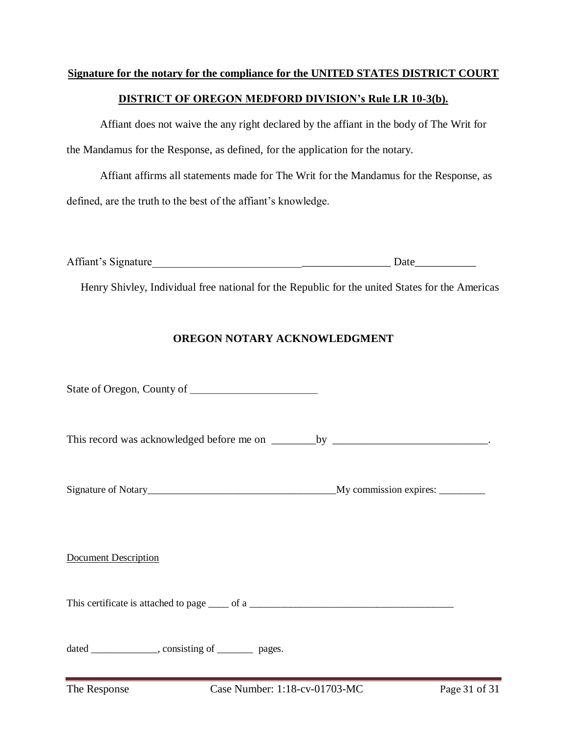**<u>Signature for the notary for the compliance for the UNITED STATES DISTRICT COURT DISTRICT OF OREGON MEDFORD DIVISION's Rule LR 10-3(b).</u>**

Affiant does not waive the any right declared by the affiant in the body of The Writ for the Mandamus for the Response, as defined, for the application for the notary.

Affiant affirms all statements made for The Writ for the Mandamus for the Response, as defined, are the truth to the best of the affiant's knowledge.

Affiant's Signature___________________________________________ Date___________

Henry Shivley, Individual free national for the Republic for the united States for the Americas

## OREGON NOTARY ACKNOWLEDGMENT

State of Oregon, County of _______________________

This record was acknowledged before me on ________by ____________________________.

Signature of Notary_____________________________________My commission expires: _________

<u>Document Description</u>

This certificate is attached to page ____ of a ________________________________________

dated _____________, consisting of _______ pages.